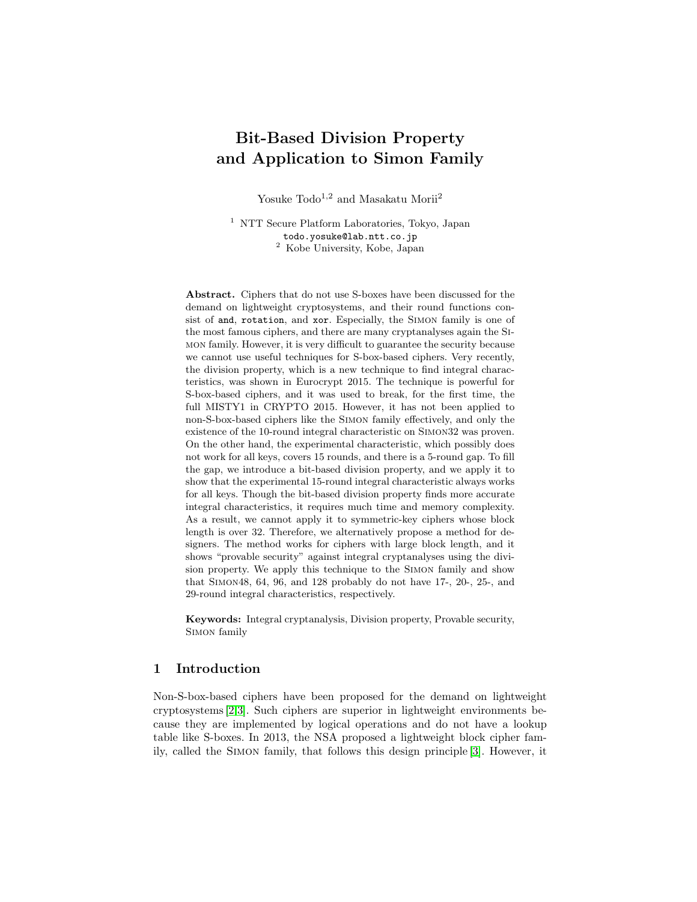# Bit-Based Division Property and Application to Simon Family

Yosuke Todo[1,2] and Masakatu Morii[2]

[1] NTT Secure Platform Laboratories, Tokyo, Japan
todo.yosuke@lab.ntt.co.jp
[2] Kobe University, Kobe, Japan

**Abstract.** Ciphers that do not use S-boxes have been discussed for the demand on lightweight cryptosystems, and their round functions consist of `and`, `rotation`, and `xor`. Especially, the Simon family is one of the most famous ciphers, and there are many cryptanalyses again the Simon family. However, it is very difficult to guarantee the security because we cannot use useful techniques for S-box-based ciphers. Very recently, the division property, which is a new technique to find integral characteristics, was shown in Eurocrypt 2015. The technique is powerful for S-box-based ciphers, and it was used to break, for the first time, the full MISTY1 in CRYPTO 2015. However, it has not been applied to non-S-box-based ciphers like the Simon family effectively, and only the existence of the 10-round integral characteristic on Simon32 was proven. On the other hand, the experimental characteristic, which possibly does not work for all keys, covers 15 rounds, and there is a 5-round gap. To fill the gap, we introduce a bit-based division property, and we apply it to show that the experimental 15-round integral characteristic always works for all keys. Though the bit-based division property finds more accurate integral characteristics, it requires much time and memory complexity. As a result, we cannot apply it to symmetric-key ciphers whose block length is over 32. Therefore, we alternatively propose a method for designers. The method works for ciphers with large block length, and it shows "provable security" against integral cryptanalyses using the division property. We apply this technique to the Simon family and show that Simon48, 64, 96, and 128 probably do not have 17-, 20-, 25-, and 29-round integral characteristics, respectively.

**Keywords:** Integral cryptanalysis, Division property, Provable security, Simon family

## 1 Introduction

Non-S-box-based ciphers have been proposed for the demand on lightweight cryptosystems [2,3]. Such ciphers are superior in lightweight environments because they are implemented by logical operations and do not have a lookup table like S-boxes. In 2013, the NSA proposed a lightweight block cipher family, called the Simon family, that follows this design principle [3]. However, it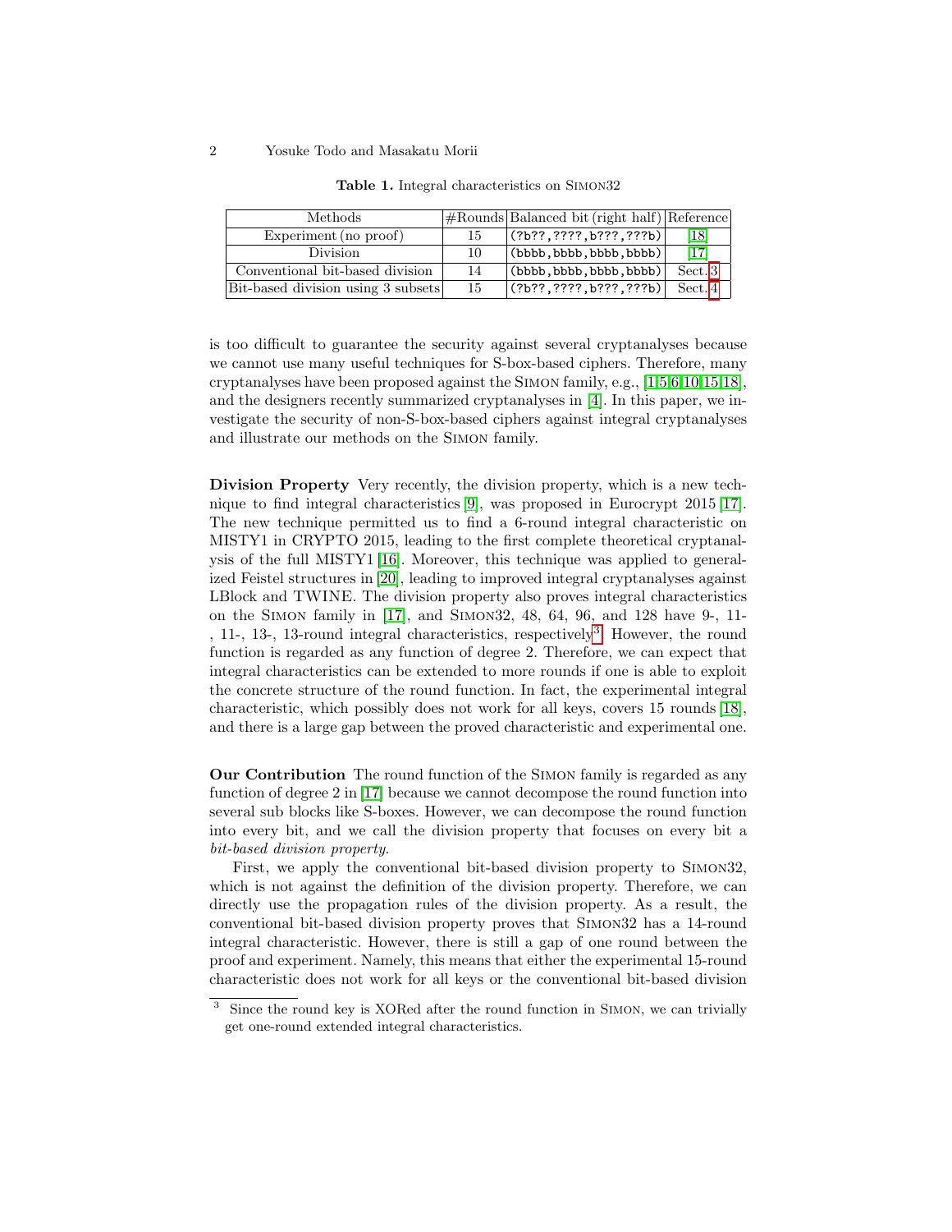**Table 1.** Integral characteristics on SIMON32

| Methods | #Rounds | Balanced bit (right half) | Reference |
|---|---|---|---|
| Experiment (no proof) | 15 | (?b??,????,b???,???b) | [18] |
| Division | 10 | (bbbb,bbbb,bbbb,bbbb) | [17] |
| Conventional bit-based division | 14 | (bbbb,bbbb,bbbb,bbbb) | Sect. 3 |
| Bit-based division using 3 subsets | 15 | (?b??,????,b???,???b) | Sect. 4 |

is too difficult to guarantee the security against several cryptanalyses because we cannot use many useful techniques for S-box-based ciphers. Therefore, many cryptanalyses have been proposed against the SIMON family, e.g., [1,5,6,10,15,18], and the designers recently summarized cryptanalyses in [4]. In this paper, we investigate the security of non-S-box-based ciphers against integral cryptanalyses and illustrate our methods on the SIMON family.

**Division Property** Very recently, the division property, which is a new technique to find integral characteristics [9], was proposed in Eurocrypt 2015 [17]. The new technique permitted us to find a 6-round integral characteristic on MISTY1 in CRYPTO 2015, leading to the first complete theoretical cryptanalysis of the full MISTY1 [16]. Moreover, this technique was applied to generalized Feistel structures in [20], leading to improved integral cryptanalyses against LBlock and TWINE. The division property also proves integral characteristics on the SIMON family in [17], and SIMON32, 48, 64, 96, and 128 have 9-, 11-, 11-, 13-, 13-round integral characteristics, respectively[3]. However, the round function is regarded as any function of degree 2. Therefore, we can expect that integral characteristics can be extended to more rounds if one is able to exploit the concrete structure of the round function. In fact, the experimental integral characteristic, which possibly does not work for all keys, covers 15 rounds [18], and there is a large gap between the proved characteristic and experimental one.

**Our Contribution** The round function of the SIMON family is regarded as any function of degree 2 in [17] because we cannot decompose the round function into several sub blocks like S-boxes. However, we can decompose the round function into every bit, and we call the division property that focuses on every bit a *bit-based division property*.

First, we apply the conventional bit-based division property to SIMON32, which is not against the definition of the division property. Therefore, we can directly use the propagation rules of the division property. As a result, the conventional bit-based division property proves that SIMON32 has a 14-round integral characteristic. However, there is still a gap of one round between the proof and experiment. Namely, this means that either the experimental 15-round characteristic does not work for all keys or the conventional bit-based division

[3] Since the round key is XORed after the round function in SIMON, we can trivially get one-round extended integral characteristics.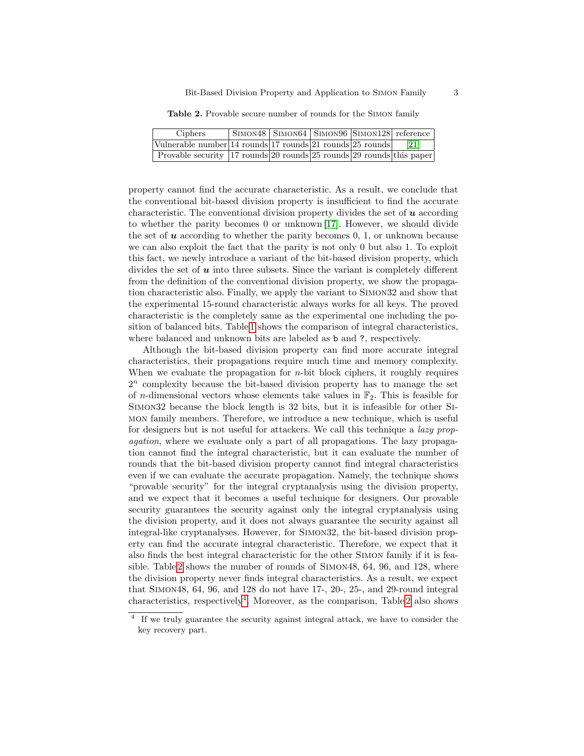**Table 2.** Provable secure number of rounds for the Simon family

| Ciphers | Simon48 | Simon64 | Simon96 | Simon128 | reference |
|---|---|---|---|---|---|
| Vulnerable number | 14 rounds | 17 rounds | 21 rounds | 25 rounds | [21] |
| Provable security | 17 rounds | 20 rounds | 25 rounds | 29 rounds | this paper |

property cannot find the accurate characteristic. As a result, we conclude that the conventional bit-based division property is insufficient to find the accurate characteristic. The conventional division property divides the set of $\boldsymbol{u}$ according to whether the parity becomes 0 or unknown [17]. However, we should divide the set of $\boldsymbol{u}$ according to whether the parity becomes 0, 1, or unknown because we can also exploit the fact that the parity is not only 0 but also 1. To exploit this fact, we newly introduce a variant of the bit-based division property, which divides the set of $\boldsymbol{u}$ into three subsets. Since the variant is completely different from the definition of the conventional division property, we show the propagation characteristic also. Finally, we apply the variant to Simon32 and show that the experimental 15-round characteristic always works for all keys. The proved characteristic is the completely same as the experimental one including the position of balanced bits. Table 1 shows the comparison of integral characteristics, where balanced and unknown bits are labeled as b and ?, respectively.

Although the bit-based division property can find more accurate integral characteristics, their propagations require much time and memory complexity. When we evaluate the propagation for $n$-bit block ciphers, it roughly requires $2^n$ complexity because the bit-based division property has to manage the set of $n$-dimensional vectors whose elements take values in $\mathbb{F}_2$. This is feasible for Simon32 because the block length is 32 bits, but it is infeasible for other Simon family members. Therefore, we introduce a new technique, which is useful for designers but is not useful for attackers. We call this technique a *lazy propagation*, where we evaluate only a part of all propagations. The lazy propagation cannot find the integral characteristic, but it can evaluate the number of rounds that the bit-based division property cannot find integral characteristics even if we can evaluate the accurate propagation. Namely, the technique shows "provable security" for the integral cryptanalysis using the division property, and we expect that it becomes a useful technique for designers. Our provable security guarantees the security against only the integral cryptanalysis using the division property, and it does not always guarantee the security against all integral-like cryptanalyses. However, for Simon32, the bit-based division property can find the accurate integral characteristic. Therefore, we expect that it also finds the best integral characteristic for the other Simon family if it is feasible. Table 2 shows the number of rounds of Simon48, 64, 96, and 128, where the division property never finds integral characteristics. As a result, we expect that Simon48, 64, 96, and 128 do not have 17-, 20-, 25-, and 29-round integral characteristics, respectively[4]. Moreover, as the comparison, Table 2 also shows

[4] If we truly guarantee the security against integral attack, we have to consider the key recovery part.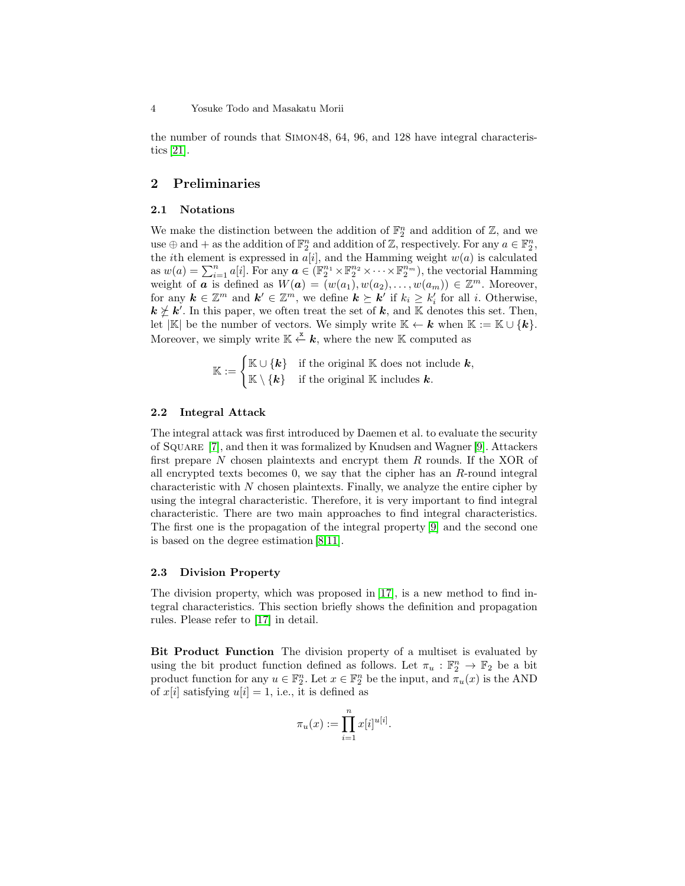the number of rounds that SIMON48, 64, 96, and 128 have integral characteristics [21].

## 2 Preliminaries

### 2.1 Notations

We make the distinction between the addition of $\mathbb{F}_2^n$ and addition of $\mathbb{Z}$, and we use $\oplus$ and $+$ as the addition of $\mathbb{F}_2^n$ and addition of $\mathbb{Z}$, respectively. For any $a \in \mathbb{F}_2^n$, the $i$th element is expressed in $a[i]$, and the Hamming weight $w(a)$ is calculated as $w(a) = \sum_{i=1}^{n} a[i]$. For any $\boldsymbol{a} \in (\mathbb{F}_2^{n_1} \times \mathbb{F}_2^{n_2} \times \cdots \times \mathbb{F}_2^{n_m})$, the vectorial Hamming weight of $\boldsymbol{a}$ is defined as $W(\boldsymbol{a}) = (w(a_1), w(a_2), \ldots, w(a_m)) \in \mathbb{Z}^m$. Moreover, for any $\boldsymbol{k} \in \mathbb{Z}^m$ and $\boldsymbol{k}' \in \mathbb{Z}^m$, we define $\boldsymbol{k} \succeq \boldsymbol{k}'$ if $k_i \geq k_i'$ for all $i$. Otherwise, $\boldsymbol{k} \not\succeq \boldsymbol{k}'$. In this paper, we often treat the set of $\boldsymbol{k}$, and $\mathbb{K}$ denotes this set. Then, let $|\mathbb{K}|$ be the number of vectors. We simply write $\mathbb{K} \leftarrow \boldsymbol{k}$ when $\mathbb{K} := \mathbb{K} \cup \{\boldsymbol{k}\}$. Moreover, we simply write $\mathbb{K} \xleftarrow{\text{x}} \boldsymbol{k}$, where the new $\mathbb{K}$ computed as

$$\mathbb{K} := \begin{cases} \mathbb{K} \cup \{\boldsymbol{k}\} & \text{if the original } \mathbb{K} \text{ does not include } \boldsymbol{k}, \\ \mathbb{K} \setminus \{\boldsymbol{k}\} & \text{if the original } \mathbb{K} \text{ includes } \boldsymbol{k}. \end{cases}$$

### 2.2 Integral Attack

The integral attack was first introduced by Daemen et al. to evaluate the security of SQUARE [7], and then it was formalized by Knudsen and Wagner [9]. Attackers first prepare $N$ chosen plaintexts and encrypt them $R$ rounds. If the XOR of all encrypted texts becomes 0, we say that the cipher has an $R$-round integral characteristic with $N$ chosen plaintexts. Finally, we analyze the entire cipher by using the integral characteristic. Therefore, it is very important to find integral characteristic. There are two main approaches to find integral characteristics. The first one is the propagation of the integral property [9] and the second one is based on the degree estimation [8,11].

### 2.3 Division Property

The division property, which was proposed in [17], is a new method to find integral characteristics. This section briefly shows the definition and propagation rules. Please refer to [17] in detail.

**Bit Product Function** The division property of a multiset is evaluated by using the bit product function defined as follows. Let $\pi_u : \mathbb{F}_2^n \to \mathbb{F}_2$ be a bit product function for any $u \in \mathbb{F}_2^n$. Let $x \in \mathbb{F}_2^n$ be the input, and $\pi_u(x)$ is the AND of $x[i]$ satisfying $u[i] = 1$, i.e., it is defined as

$$\pi_u(x) := \prod_{i=1}^{n} x[i]^{u[i]}.$$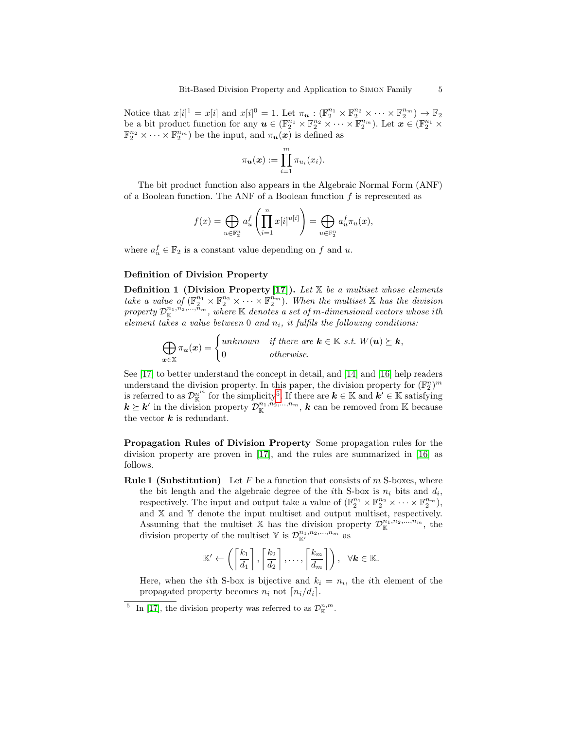Notice that $x[i]^1 = x[i]$ and $x[i]^0 = 1$. Let $\pi_{\boldsymbol{u}} : (\mathbb{F}_2^{n_1} \times \mathbb{F}_2^{n_2} \times \cdots \times \mathbb{F}_2^{n_m}) \to \mathbb{F}_2$ be a bit product function for any $\boldsymbol{u} \in (\mathbb{F}_2^{n_1} \times \mathbb{F}_2^{n_2} \times \cdots \times \mathbb{F}_2^{n_m})$. Let $\boldsymbol{x} \in (\mathbb{F}_2^{n_1} \times \mathbb{F}_2^{n_2} \times \cdots \times \mathbb{F}_2^{n_m})$ be the input, and $\pi_{\boldsymbol{u}}(\boldsymbol{x})$ is defined as

$$\pi_{\boldsymbol{u}}(\boldsymbol{x}) := \prod_{i=1}^{m} \pi_{u_i}(x_i).$$

The bit product function also appears in the Algebraic Normal Form (ANF) of a Boolean function. The ANF of a Boolean function $f$ is represented as

$$f(x) = \bigoplus_{u \in \mathbb{F}_2^n} a_u^f \left( \prod_{i=1}^{n} x[i]^{u[i]} \right) = \bigoplus_{u \in \mathbb{F}_2^n} a_u^f \pi_u(x),$$

where $a_u^f \in \mathbb{F}_2$ is a constant value depending on $f$ and $u$.

### Definition of Division Property

**Definition 1 (Division Property [17]).** *Let $\mathbb{X}$ be a multiset whose elements take a value of $(\mathbb{F}_2^{n_1} \times \mathbb{F}_2^{n_2} \times \cdots \times \mathbb{F}_2^{n_m})$. When the multiset $\mathbb{X}$ has the division property $\mathcal{D}_{\mathbb{K}}^{n_1,n_2,\ldots,n_m}$, where $\mathbb{K}$ denotes a set of $m$-dimensional vectors whose $i$th element takes a value between 0 and $n_i$, it fulfils the following conditions:*

$$\bigoplus_{\boldsymbol{x} \in \mathbb{X}} \pi_{\boldsymbol{u}}(\boldsymbol{x}) = \begin{cases} \textit{unknown} & \textit{if there are } \boldsymbol{k} \in \mathbb{K} \textit{ s.t. } W(\boldsymbol{u}) \succeq \boldsymbol{k}, \\ 0 & \textit{otherwise.} \end{cases}$$

See [17] to better understand the concept in detail, and [14] and [16] help readers understand the division property. In this paper, the division property for $(\mathbb{F}_2^n)^m$ is referred to as $\mathcal{D}_{\mathbb{K}}^{n^m}$ for the simplicity[5]. If there are $\boldsymbol{k} \in \mathbb{K}$ and $\boldsymbol{k}' \in \mathbb{K}$ satisfying $\boldsymbol{k} \succeq \boldsymbol{k}'$ in the division property $\mathcal{D}_{\mathbb{K}}^{n_1,n_2,\ldots,n_m}$, $\boldsymbol{k}$ can be removed from $\mathbb{K}$ because the vector $\boldsymbol{k}$ is redundant.

**Propagation Rules of Division Property** Some propagation rules for the division property are proven in [17], and the rules are summarized in [16] as follows.

**Rule 1 (Substitution)** Let $F$ be a function that consists of $m$ S-boxes, where the bit length and the algebraic degree of the $i$th S-box is $n_i$ bits and $d_i$, respectively. The input and output take a value of $(\mathbb{F}_2^{n_1} \times \mathbb{F}_2^{n_2} \times \cdots \times \mathbb{F}_2^{n_m})$, and $\mathbb{X}$ and $\mathbb{Y}$ denote the input multiset and output multiset, respectively. Assuming that the multiset $\mathbb{X}$ has the division property $\mathcal{D}_{\mathbb{K}}^{n_1,n_2,\ldots,n_m}$, the division property of the multiset $\mathbb{Y}$ is $\mathcal{D}_{\mathbb{K}'}^{n_1,n_2,\ldots,n_m}$ as

$$\mathbb{K}' \leftarrow \left( \left\lceil \frac{k_1}{d_1} \right\rceil, \left\lceil \frac{k_2}{d_2} \right\rceil, \ldots, \left\lceil \frac{k_m}{d_m} \right\rceil \right), \quad \forall \boldsymbol{k} \in \mathbb{K}.$$

Here, when the $i$th S-box is bijective and $k_i = n_i$, the $i$th element of the propagated property becomes $n_i$ not $\lceil n_i/d_i \rceil$.

[5] In [17], the division property was referred to as $\mathcal{D}_{\mathbb{K}}^{n,m}$.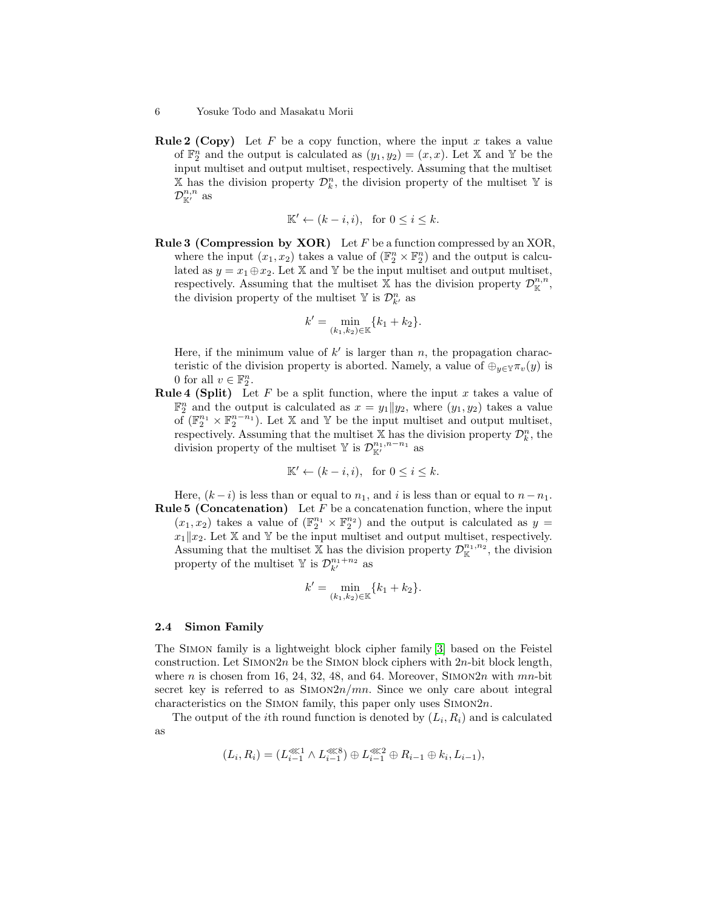**Rule 2 (Copy)** Let $F$ be a copy function, where the input $x$ takes a value of $\mathbb{F}_2^n$ and the output is calculated as $(y_1, y_2) = (x, x)$. Let $\mathbb{X}$ and $\mathbb{Y}$ be the input multiset and output multiset, respectively. Assuming that the multiset $\mathbb{X}$ has the division property $\mathcal{D}_k^n$, the division property of the multiset $\mathbb{Y}$ is $\mathcal{D}_{\mathbb{K}'}^{n,n}$ as

$$\mathbb{K}' \leftarrow (k-i, i), \quad \text{for } 0 \leq i \leq k.$$

**Rule 3 (Compression by XOR)** Let $F$ be a function compressed by an XOR, where the input $(x_1, x_2)$ takes a value of $(\mathbb{F}_2^n \times \mathbb{F}_2^n)$ and the output is calculated as $y = x_1 \oplus x_2$. Let $\mathbb{X}$ and $\mathbb{Y}$ be the input multiset and output multiset, respectively. Assuming that the multiset $\mathbb{X}$ has the division property $\mathcal{D}_{\mathbb{K}}^{n,n}$, the division property of the multiset $\mathbb{Y}$ is $\mathcal{D}_{k'}^n$ as

$$k' = \min_{(k_1,k_2) \in \mathbb{K}} \{k_1 + k_2\}.$$

Here, if the minimum value of $k'$ is larger than $n$, the propagation characteristic of the division property is aborted. Namely, a value of $\oplus_{y \in \mathbb{Y}} \pi_v(y)$ is 0 for all $v \in \mathbb{F}_2^n$.

**Rule 4 (Split)** Let $F$ be a split function, where the input $x$ takes a value of $\mathbb{F}_2^n$ and the output is calculated as $x = y_1 \| y_2$, where $(y_1, y_2)$ takes a value of $(\mathbb{F}_2^{n_1} \times \mathbb{F}_2^{n-n_1})$. Let $\mathbb{X}$ and $\mathbb{Y}$ be the input multiset and output multiset, respectively. Assuming that the multiset $\mathbb{X}$ has the division property $\mathcal{D}_k^n$, the division property of the multiset $\mathbb{Y}$ is $\mathcal{D}_{\mathbb{K}'}^{n_1, n-n_1}$ as

$$\mathbb{K}' \leftarrow (k-i, i), \quad \text{for } 0 \leq i \leq k.$$

Here, $(k-i)$ is less than or equal to $n_1$, and $i$ is less than or equal to $n - n_1$.

**Rule 5 (Concatenation)** Let $F$ be a concatenation function, where the input $(x_1, x_2)$ takes a value of $(\mathbb{F}_2^{n_1} \times \mathbb{F}_2^{n_2})$ and the output is calculated as $y = x_1 \| x_2$. Let $\mathbb{X}$ and $\mathbb{Y}$ be the input multiset and output multiset, respectively. Assuming that the multiset $\mathbb{X}$ has the division property $\mathcal{D}_{\mathbb{K}}^{n_1,n_2}$, the division property of the multiset $\mathbb{Y}$ is $\mathcal{D}_{k'}^{n_1+n_2}$ as

$$k' = \min_{(k_1,k_2) \in \mathbb{K}} \{k_1 + k_2\}.$$

### 2.4 Simon Family

The Simon family is a lightweight block cipher family [3] based on the Feistel construction. Let Simon$2n$ be the Simon block ciphers with $2n$-bit block length, where $n$ is chosen from 16, 24, 32, 48, and 64. Moreover, Simon$2n$ with $mn$-bit secret key is referred to as Simon$2n/mn$. Since we only care about integral characteristics on the Simon family, this paper only uses Simon$2n$.

The output of the $i$th round function is denoted by $(L_i, R_i)$ and is calculated as

$$(L_i, R_i) = (L_{i-1}^{\lll 1} \wedge L_{i-1}^{\lll 8}) \oplus L_{i-1}^{\lll 2} \oplus R_{i-1} \oplus k_i, L_{i-1}),$$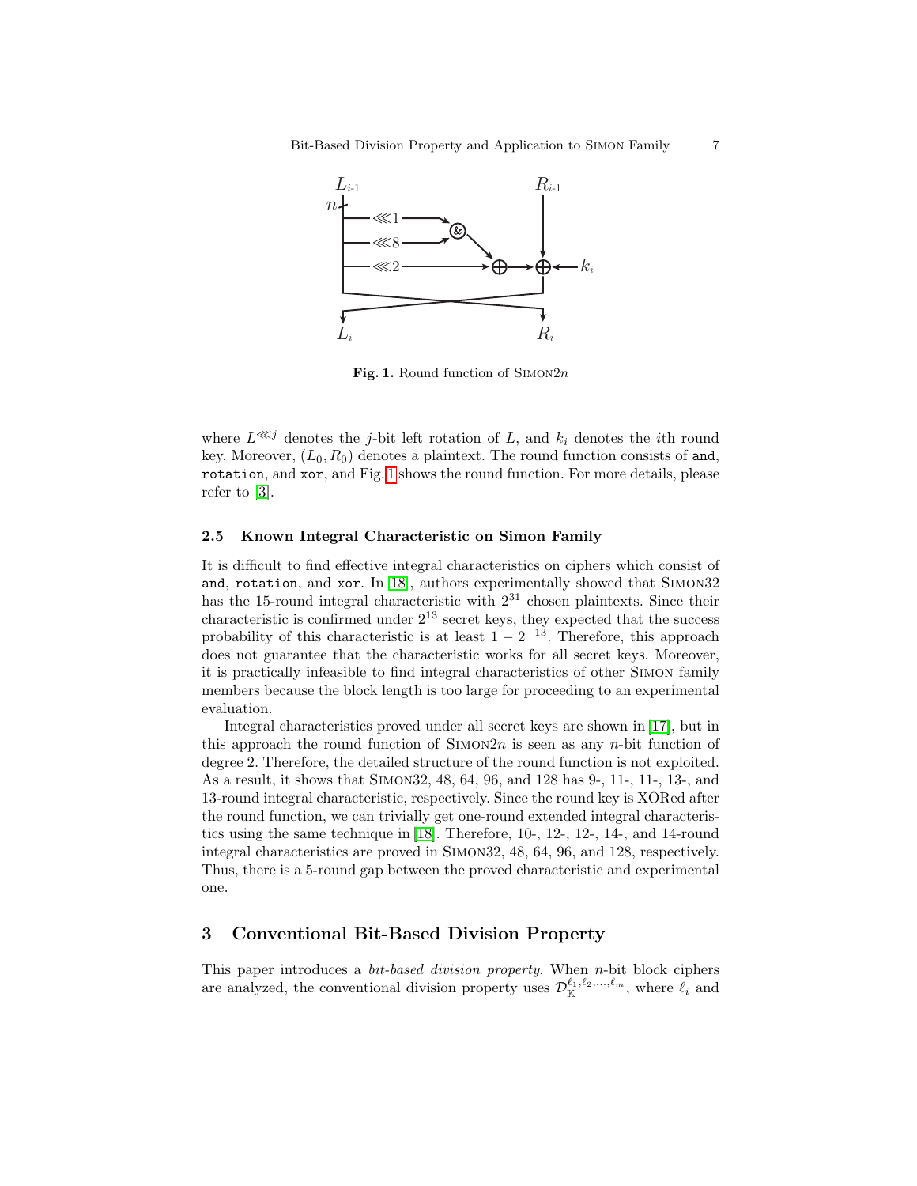**Fig. 1.** Round function of SIMON$2n$

where $L^{\lll j}$ denotes the $j$-bit left rotation of $L$, and $k_i$ denotes the $i$th round key. Moreover, $(L_0, R_0)$ denotes a plaintext. The round function consists of `and`, `rotation`, and `xor`, and Fig. 1 shows the round function. For more details, please refer to [3].

### 2.5 Known Integral Characteristic on Simon Family

It is difficult to find effective integral characteristics on ciphers which consist of `and`, `rotation`, and `xor`. In [18], authors experimentally showed that SIMON32 has the 15-round integral characteristic with $2^{31}$ chosen plaintexts. Since their characteristic is confirmed under $2^{13}$ secret keys, they expected that the success probability of this characteristic is at least $1 - 2^{-13}$. Therefore, this approach does not guarantee that the characteristic works for all secret keys. Moreover, it is practically infeasible to find integral characteristics of other SIMON family members because the block length is too large for proceeding to an experimental evaluation.

Integral characteristics proved under all secret keys are shown in [17], but in this approach the round function of SIMON$2n$ is seen as any $n$-bit function of degree 2. Therefore, the detailed structure of the round function is not exploited. As a result, it shows that SIMON32, 48, 64, 96, and 128 has 9-, 11-, 11-, 13-, and 13-round integral characteristic, respectively. Since the round key is XORed after the round function, we can trivially get one-round extended integral characteristics using the same technique in [18]. Therefore, 10-, 12-, 12-, 14-, and 14-round integral characteristics are proved in SIMON32, 48, 64, 96, and 128, respectively. Thus, there is a 5-round gap between the proved characteristic and experimental one.

## 3 Conventional Bit-Based Division Property

This paper introduces a *bit-based division property*. When $n$-bit block ciphers are analyzed, the conventional division property uses $\mathcal{D}_{\mathbb{K}}^{\ell_1, \ell_2, \dots, \ell_m}$, where $\ell_i$ and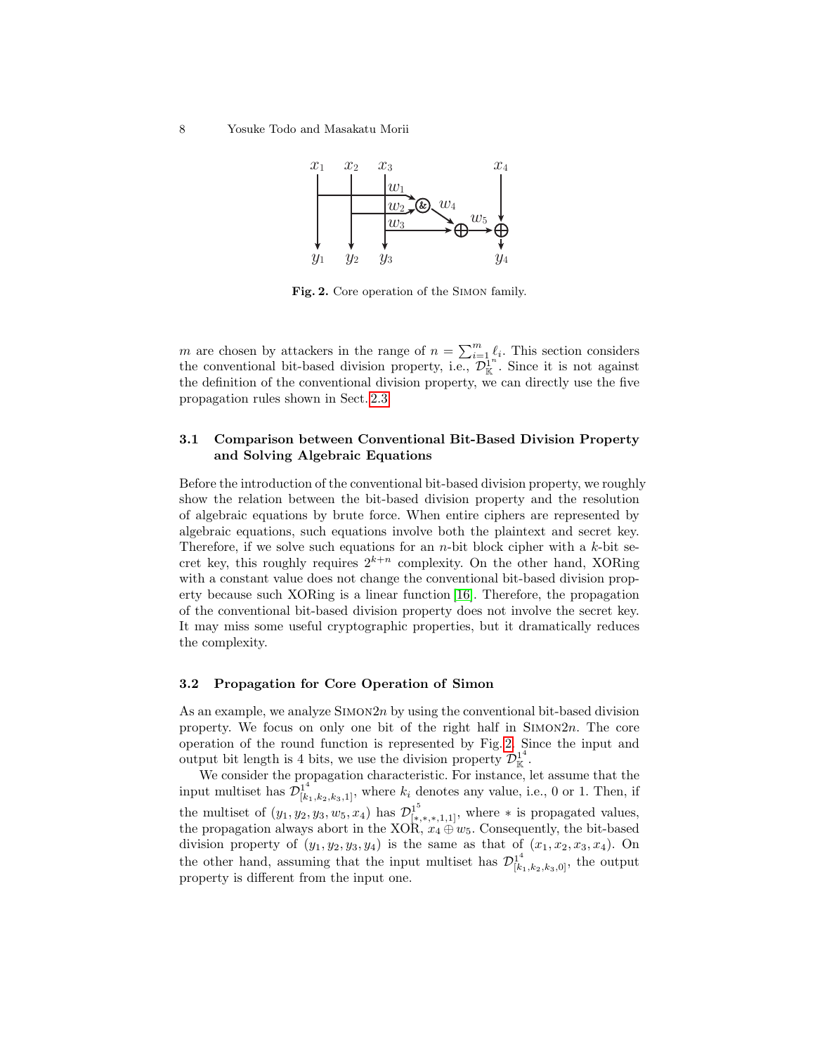Fig. 2. Core operation of the SIMON family.

$m$ are chosen by attackers in the range of $n = \sum_{i=1}^{m} \ell_i$. This section considers the conventional bit-based division property, i.e., $\mathcal{D}_{\mathbb{K}}^{1^n}$. Since it is not against the definition of the conventional division property, we can directly use the five propagation rules shown in Sect. 2.3.

### 3.1 Comparison between Conventional Bit-Based Division Property and Solving Algebraic Equations

Before the introduction of the conventional bit-based division property, we roughly show the relation between the bit-based division property and the resolution of algebraic equations by brute force. When entire ciphers are represented by algebraic equations, such equations involve both the plaintext and secret key. Therefore, if we solve such equations for an $n$-bit block cipher with a $k$-bit secret key, this roughly requires $2^{k+n}$ complexity. On the other hand, XORing with a constant value does not change the conventional bit-based division property because such XORing is a linear function [16]. Therefore, the propagation of the conventional bit-based division property does not involve the secret key. It may miss some useful cryptographic properties, but it dramatically reduces the complexity.

### 3.2 Propagation for Core Operation of Simon

As an example, we analyze SIMON$2n$ by using the conventional bit-based division property. We focus on only one bit of the right half in SIMON$2n$. The core operation of the round function is represented by Fig. 2. Since the input and output bit length is 4 bits, we use the division property $\mathcal{D}_{\mathbb{K}}^{1^4}$.

We consider the propagation characteristic. For instance, let assume that the input multiset has $\mathcal{D}_{[k_1,k_2,k_3,1]}^{1^4}$, where $k_i$ denotes any value, i.e., 0 or 1. Then, if the multiset of $(y_1, y_2, y_3, w_5, x_4)$ has $\mathcal{D}_{[*,*,*,1,1]}^{1^5}$, where $*$ is propagated values, the propagation always abort in the XOR, $x_4 \oplus w_5$. Consequently, the bit-based division property of $(y_1, y_2, y_3, y_4)$ is the same as that of $(x_1, x_2, x_3, x_4)$. On the other hand, assuming that the input multiset has $\mathcal{D}_{[k_1,k_2,k_3,0]}^{1^4}$, the output property is different from the input one.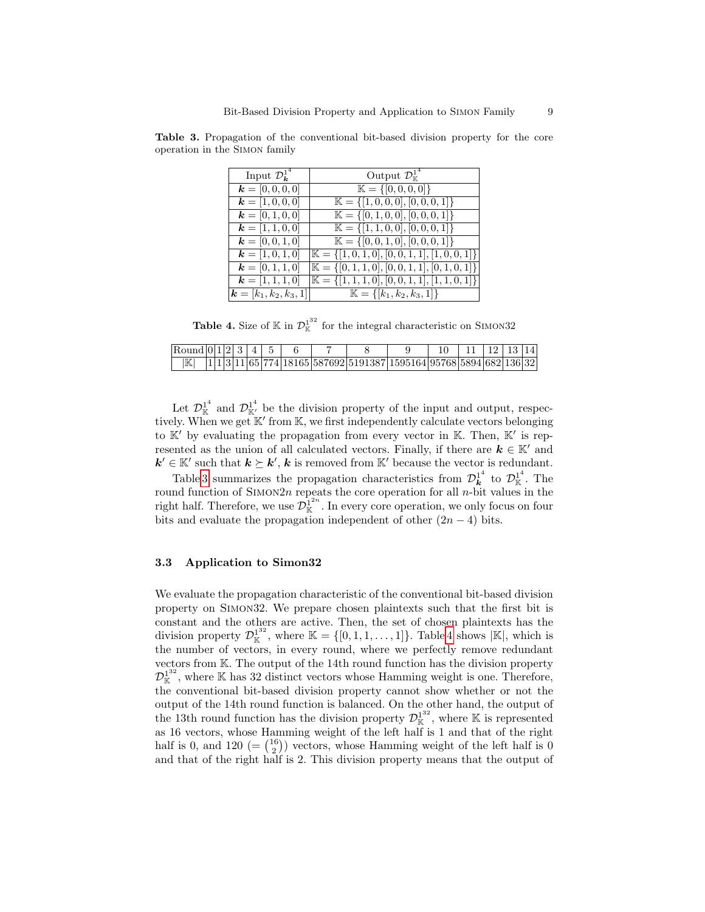**Table 3.** Propagation of the conventional bit-based division property for the core operation in the SIMON family

| Input $\mathcal{D}^{1^4}_{\boldsymbol{k}}$ | Output $\mathcal{D}^{1^4}_{\mathbb{K}}$ |
|---|---|
| $\boldsymbol{k} = [0,0,0,0]$ | $\mathbb{K} = \{[0,0,0,0]\}$ |
| $\boldsymbol{k} = [1,0,0,0]$ | $\mathbb{K} = \{[1,0,0,0],[0,0,0,1]\}$ |
| $\boldsymbol{k} = [0,1,0,0]$ | $\mathbb{K} = \{[0,1,0,0],[0,0,0,1]\}$ |
| $\boldsymbol{k} = [1,1,0,0]$ | $\mathbb{K} = \{[1,1,0,0],[0,0,0,1]\}$ |
| $\boldsymbol{k} = [0,0,1,0]$ | $\mathbb{K} = \{[0,0,1,0],[0,0,0,1]\}$ |
| $\boldsymbol{k} = [1,0,1,0]$ | $\mathbb{K} = \{[1,0,1,0],[0,0,1,1],[1,0,0,1]\}$ |
| $\boldsymbol{k} = [0,1,1,0]$ | $\mathbb{K} = \{[0,1,1,0],[0,0,1,1],[0,1,0,1]\}$ |
| $\boldsymbol{k} = [1,1,1,0]$ | $\mathbb{K} = \{[1,1,1,0],[0,0,1,1],[1,1,0,1]\}$ |
| $\boldsymbol{k} = [k_1,k_2,k_3,1]$ | $\mathbb{K} = \{[k_1,k_2,k_3,1]\}$ |

**Table 4.** Size of $\mathbb{K}$ in $\mathcal{D}^{1^{32}}_{\mathbb{K}}$ for the integral characteristic on SIMON32

| Round | 0 | 1 | 2 | 3 | 4 | 5 | 6 | 7 | 8 | 9 | 10 | 11 | 12 | 13 | 14 |
|---|---|---|---|---|---|---|---|---|---|---|---|---|---|---|---|
| $\lvert\mathbb{K}\rvert$ | 1 | 1 | 3 | 11 | 65 | 774 | 18165 | 587692 | 5191387 | 1595164 | 95768 | 5894 | 682 | 136 | 32 |

Let $\mathcal{D}^{1^4}_{\mathbb{K}}$ and $\mathcal{D}^{1^4}_{\mathbb{K}'}$ be the division property of the input and output, respectively. When we get $\mathbb{K}'$ from $\mathbb{K}$, we first independently calculate vectors belonging to $\mathbb{K}'$ by evaluating the propagation from every vector in $\mathbb{K}$. Then, $\mathbb{K}'$ is represented as the union of all calculated vectors. Finally, if there are $\boldsymbol{k} \in \mathbb{K}'$ and $\boldsymbol{k}' \in \mathbb{K}'$ such that $\boldsymbol{k} \succeq \boldsymbol{k}'$, $\boldsymbol{k}$ is removed from $\mathbb{K}'$ because the vector is redundant.

Table 3 summarizes the propagation characteristics from $\mathcal{D}^{1^4}_{\boldsymbol{k}}$ to $\mathcal{D}^{1^4}_{\mathbb{K}}$. The round function of SIMON$2n$ repeats the core operation for all $n$-bit values in the right half. Therefore, we use $\mathcal{D}^{1^{2n}}_{\mathbb{K}}$. In every core operation, we only focus on four bits and evaluate the propagation independent of other $(2n-4)$ bits.

### 3.3 Application to Simon32

We evaluate the propagation characteristic of the conventional bit-based division property on SIMON32. We prepare chosen plaintexts such that the first bit is constant and the others are active. Then, the set of chosen plaintexts has the division property $\mathcal{D}^{1^{32}}_{\mathbb{K}}$, where $\mathbb{K} = \{[0,1,1,\ldots,1]\}$. Table 4 shows $|\mathbb{K}|$, which is the number of vectors, in every round, where we perfectly remove redundant vectors from $\mathbb{K}$. The output of the 14th round function has the division property $\mathcal{D}^{1^{32}}_{\mathbb{K}}$, where $\mathbb{K}$ has 32 distinct vectors whose Hamming weight is one. Therefore, the conventional bit-based division property cannot show whether or not the output of the 14th round function is balanced. On the other hand, the output of the 13th round function has the division property $\mathcal{D}^{1^{32}}_{\mathbb{K}}$, where $\mathbb{K}$ is represented as 16 vectors, whose Hamming weight of the left half is 1 and that of the right half is 0, and 120 ($= \binom{16}{2}$) vectors, whose Hamming weight of the left half is 0 and that of the right half is 2. This division property means that the output of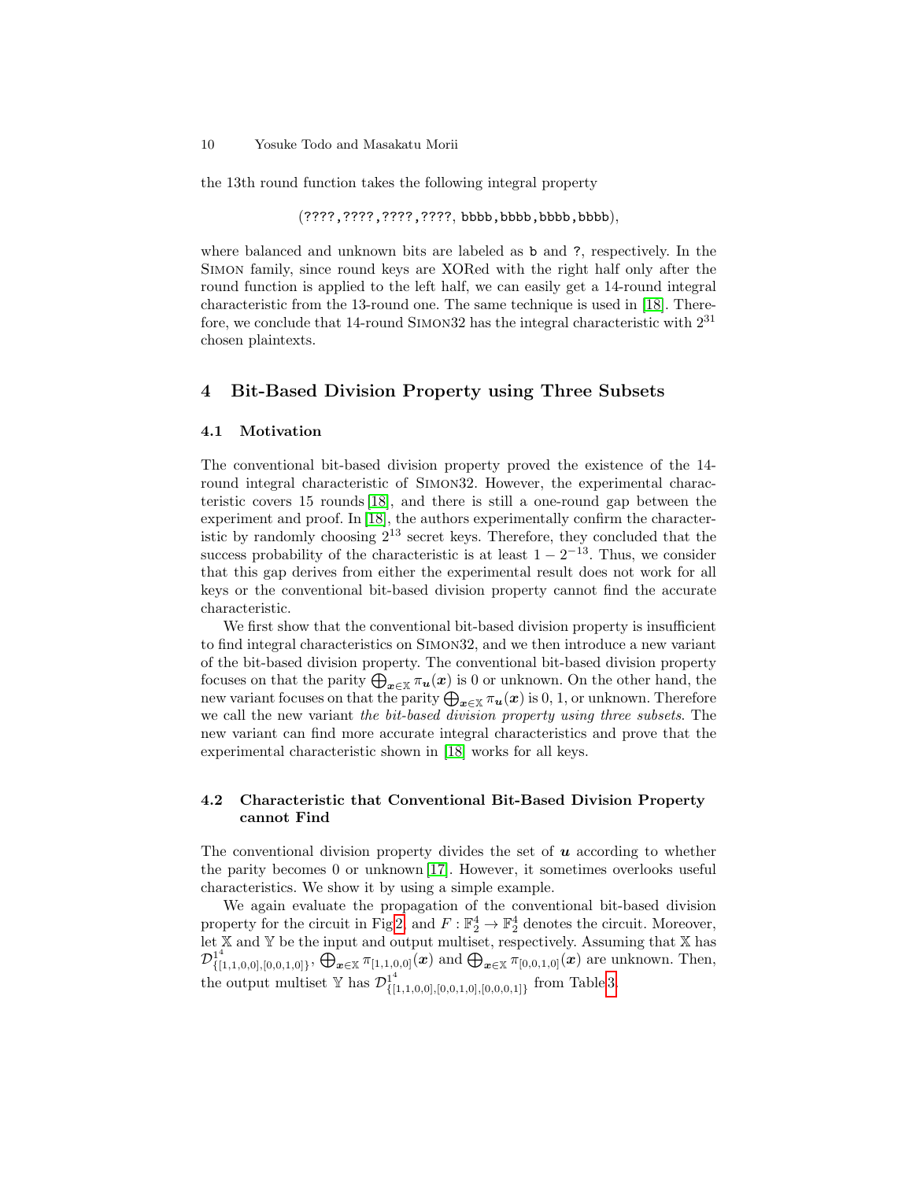the 13th round function takes the following integral property

$$(\texttt{????},\texttt{????},\texttt{????},\texttt{????},\ \texttt{bbbb},\texttt{bbbb},\texttt{bbbb},\texttt{bbbb}),$$

where balanced and unknown bits are labeled as b and ?, respectively. In the Simon family, since round keys are XORed with the right half only after the round function is applied to the left half, we can easily get a 14-round integral characteristic from the 13-round one. The same technique is used in [18]. Therefore, we conclude that 14-round Simon32 has the integral characteristic with $2^{31}$ chosen plaintexts.

## 4 Bit-Based Division Property using Three Subsets

### 4.1 Motivation

The conventional bit-based division property proved the existence of the 14-round integral characteristic of Simon32. However, the experimental characteristic covers 15 rounds [18], and there is still a one-round gap between the experiment and proof. In [18], the authors experimentally confirm the characteristic by randomly choosing $2^{13}$ secret keys. Therefore, they concluded that the success probability of the characteristic is at least $1 - 2^{-13}$. Thus, we consider that this gap derives from either the experimental result does not work for all keys or the conventional bit-based division property cannot find the accurate characteristic.

We first show that the conventional bit-based division property is insufficient to find integral characteristics on Simon32, and we then introduce a new variant of the bit-based division property. The conventional bit-based division property focuses on that the parity $\bigoplus_{\boldsymbol{x} \in \mathbb{X}} \pi_{\boldsymbol{u}}(\boldsymbol{x})$ is 0 or unknown. On the other hand, the new variant focuses on that the parity $\bigoplus_{\boldsymbol{x} \in \mathbb{X}} \pi_{\boldsymbol{u}}(\boldsymbol{x})$ is 0, 1, or unknown. Therefore we call the new variant *the bit-based division property using three subsets*. The new variant can find more accurate integral characteristics and prove that the experimental characteristic shown in [18] works for all keys.

### 4.2 Characteristic that Conventional Bit-Based Division Property cannot Find

The conventional division property divides the set of $\boldsymbol{u}$ according to whether the parity becomes 0 or unknown [17]. However, it sometimes overlooks useful characteristics. We show it by using a simple example.

We again evaluate the propagation of the conventional bit-based division property for the circuit in Fig 2, and $F : \mathbb{F}_2^4 \to \mathbb{F}_2^4$ denotes the circuit. Moreover, let $\mathbb{X}$ and $\mathbb{Y}$ be the input and output multiset, respectively. Assuming that $\mathbb{X}$ has $\mathcal{D}^{1^4}_{\{[1,1,0,0],[0,0,1,0]\}}$, $\bigoplus_{\boldsymbol{x} \in \mathbb{X}} \pi_{[1,1,0,0]}(\boldsymbol{x})$ and $\bigoplus_{\boldsymbol{x} \in \mathbb{X}} \pi_{[0,0,1,0]}(\boldsymbol{x})$ are unknown. Then, the output multiset $\mathbb{Y}$ has $\mathcal{D}^{1^4}_{\{[1,1,0,0],[0,0,1,0],[0,0,0,1]\}}$ from Table 3.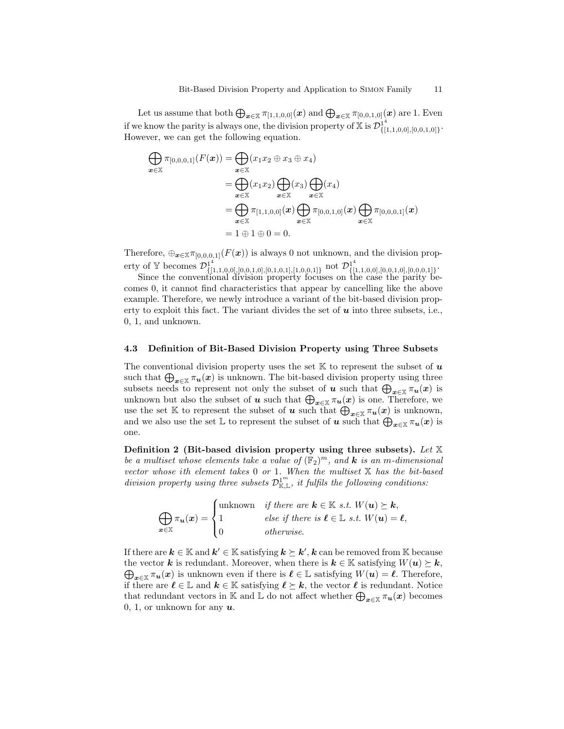Let us assume that both $\bigoplus_{\boldsymbol{x}\in\mathbb{X}} \pi_{[1,1,0,0]}(\boldsymbol{x})$ and $\bigoplus_{\boldsymbol{x}\in\mathbb{X}} \pi_{[0,0,1,0]}(\boldsymbol{x})$ are 1. Even if we know the parity is always one, the division property of $\mathbb{X}$ is $\mathcal{D}^{1^4}_{\{[1,1,0,0],[0,0,1,0]\}}$. However, we can get the following equation.

$$
\begin{aligned}
\bigoplus_{\boldsymbol{x}\in\mathbb{X}} \pi_{[0,0,0,1]}(F(\boldsymbol{x})) &= \bigoplus_{\boldsymbol{x}\in\mathbb{X}} (x_1 x_2 \oplus x_3 \oplus x_4) \\
&= \bigoplus_{\boldsymbol{x}\in\mathbb{X}} (x_1 x_2) \bigoplus_{\boldsymbol{x}\in\mathbb{X}} (x_3) \bigoplus_{\boldsymbol{x}\in\mathbb{X}} (x_4) \\
&= \bigoplus_{\boldsymbol{x}\in\mathbb{X}} \pi_{[1,1,0,0]}(\boldsymbol{x}) \bigoplus_{\boldsymbol{x}\in\mathbb{X}} \pi_{[0,0,1,0]}(\boldsymbol{x}) \bigoplus_{\boldsymbol{x}\in\mathbb{X}} \pi_{[0,0,0,1]}(\boldsymbol{x}) \\
&= 1 \oplus 1 \oplus 0 = 0.
\end{aligned}
$$

Therefore, $\oplus_{\boldsymbol{x}\in\mathbb{X}} \pi_{[0,0,0,1]}(F(\boldsymbol{x}))$ is always 0 not unknown, and the division property of $\mathbb{Y}$ becomes $\mathcal{D}^{1^4}_{\{[1,1,0,0],[0,0,1,0],[0,1,0,1],[1,0,0,1]\}}$ not $\mathcal{D}^{1^4}_{\{[1,1,0,0],[0,0,1,0],[0,0,0,1]\}}$.

Since the conventional division property focuses on the case the parity becomes 0, it cannot find characteristics that appear by cancelling like the above example. Therefore, we newly introduce a variant of the bit-based division property to exploit this fact. The variant divides the set of $\boldsymbol{u}$ into three subsets, i.e., 0, 1, and unknown.

### 4.3 Definition of Bit-Based Division Property using Three Subsets

The conventional division property uses the set $\mathbb{K}$ to represent the subset of $\boldsymbol{u}$ such that $\bigoplus_{\boldsymbol{x}\in\mathbb{X}} \pi_{\boldsymbol{u}}(\boldsymbol{x})$ is unknown. The bit-based division property using three subsets needs to represent not only the subset of $\boldsymbol{u}$ such that $\bigoplus_{\boldsymbol{x}\in\mathbb{X}} \pi_{\boldsymbol{u}}(\boldsymbol{x})$ is unknown but also the subset of $\boldsymbol{u}$ such that $\bigoplus_{\boldsymbol{x}\in\mathbb{X}} \pi_{\boldsymbol{u}}(\boldsymbol{x})$ is one. Therefore, we use the set $\mathbb{K}$ to represent the subset of $\boldsymbol{u}$ such that $\bigoplus_{\boldsymbol{x}\in\mathbb{X}} \pi_{\boldsymbol{u}}(\boldsymbol{x})$ is unknown, and we also use the set $\mathbb{L}$ to represent the subset of $\boldsymbol{u}$ such that $\bigoplus_{\boldsymbol{x}\in\mathbb{X}} \pi_{\boldsymbol{u}}(\boldsymbol{x})$ is one.

**Definition 2 (Bit-based division property using three subsets).** *Let $\mathbb{X}$ be a multiset whose elements take a value of $(\mathbb{F}_2)^m$, and $\boldsymbol{k}$ is an $m$-dimensional vector whose $i$th element takes 0 or 1. When the multiset $\mathbb{X}$ has the bit-based division property using three subsets $\mathcal{D}^{1^m}_{\mathbb{K},\mathbb{L}}$, it fulfils the following conditions:*

$$
\bigoplus_{\boldsymbol{x}\in\mathbb{X}} \pi_{\boldsymbol{u}}(\boldsymbol{x}) = \begin{cases} \text{unknown} & \textit{if there are } \boldsymbol{k} \in \mathbb{K} \textit{ s.t. } W(\boldsymbol{u}) \succeq \boldsymbol{k}, \\ 1 & \textit{else if there is } \boldsymbol{\ell} \in \mathbb{L} \textit{ s.t. } W(\boldsymbol{u}) = \boldsymbol{\ell}, \\ 0 & \textit{otherwise.} \end{cases}
$$

If there are $\boldsymbol{k} \in \mathbb{K}$ and $\boldsymbol{k}' \in \mathbb{K}$ satisfying $\boldsymbol{k} \succeq \boldsymbol{k}'$, $\boldsymbol{k}$ can be removed from $\mathbb{K}$ because the vector $\boldsymbol{k}$ is redundant. Moreover, when there is $\boldsymbol{k} \in \mathbb{K}$ satisfying $W(\boldsymbol{u}) \succeq \boldsymbol{k}$, $\bigoplus_{\boldsymbol{x}\in\mathbb{X}} \pi_{\boldsymbol{u}}(\boldsymbol{x})$ is unknown even if there is $\boldsymbol{\ell} \in \mathbb{L}$ satisfying $W(\boldsymbol{u}) = \boldsymbol{\ell}$. Therefore, if there are $\boldsymbol{\ell} \in \mathbb{L}$ and $\boldsymbol{k} \in \mathbb{K}$ satisfying $\boldsymbol{\ell} \succeq \boldsymbol{k}$, the vector $\boldsymbol{\ell}$ is redundant. Notice that redundant vectors in $\mathbb{K}$ and $\mathbb{L}$ do not affect whether $\bigoplus_{\boldsymbol{x}\in\mathbb{X}} \pi_{\boldsymbol{u}}(\boldsymbol{x})$ becomes 0, 1, or unknown for any $\boldsymbol{u}$.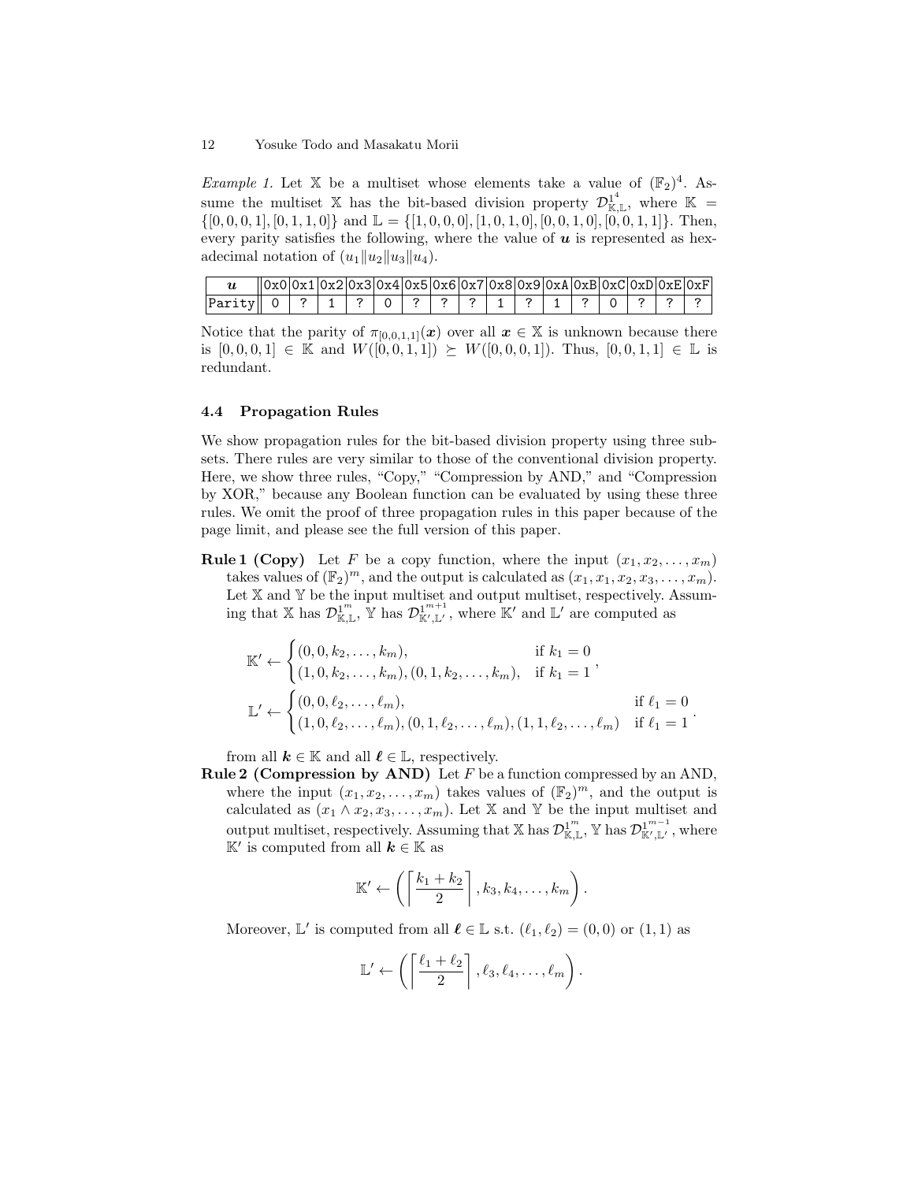*Example 1.* Let $\mathbb{X}$ be a multiset whose elements take a value of $(\mathbb{F}_2)^4$. Assume the multiset $\mathbb{X}$ has the bit-based division property $\mathcal{D}^{1^4}_{\mathbb{K},\mathbb{L}}$, where $\mathbb{K} = \{[0,0,0,1],[0,1,1,0]\}$ and $\mathbb{L} = \{[1,0,0,0],[1,0,1,0],[0,0,1,0],[0,0,1,1]\}$. Then, every parity satisfies the following, where the value of $\boldsymbol{u}$ is represented as hexadecimal notation of $(u_1\|u_2\|u_3\|u_4)$.

| $\boldsymbol{u}$ | 0x0 | 0x1 | 0x2 | 0x3 | 0x4 | 0x5 | 0x6 | 0x7 | 0x8 | 0x9 | 0xA | 0xB | 0xC | 0xD | 0xE | 0xF |
|---|---|---|---|---|---|---|---|---|---|---|---|---|---|---|---|---|
| Parity | 0 | ? | 1 | ? | 0 | ? | ? | ? | 1 | ? | 1 | ? | 0 | ? | ? | ? |

Notice that the parity of $\pi_{[0,0,1,1]}(\boldsymbol{x})$ over all $\boldsymbol{x} \in \mathbb{X}$ is unknown because there is $[0,0,0,1] \in \mathbb{K}$ and $W([0,0,1,1]) \succeq W([0,0,0,1])$. Thus, $[0,0,1,1] \in \mathbb{L}$ is redundant.

### 4.4 Propagation Rules

We show propagation rules for the bit-based division property using three subsets. There rules are very similar to those of the conventional division property. Here, we show three rules, "Copy," "Compression by AND," and "Compression by XOR," because any Boolean function can be evaluated by using these three rules. We omit the proof of three propagation rules in this paper because of the page limit, and please see the full version of this paper.

**Rule 1 (Copy)** Let $F$ be a copy function, where the input $(x_1, x_2, \ldots, x_m)$ takes values of $(\mathbb{F}_2)^m$, and the output is calculated as $(x_1, x_1, x_2, x_3, \ldots, x_m)$. Let $\mathbb{X}$ and $\mathbb{Y}$ be the input multiset and output multiset, respectively. Assuming that $\mathbb{X}$ has $\mathcal{D}^{1^m}_{\mathbb{K},\mathbb{L}}$, $\mathbb{Y}$ has $\mathcal{D}^{1^{m+1}}_{\mathbb{K}',\mathbb{L}'}$, where $\mathbb{K}'$ and $\mathbb{L}'$ are computed as

$$\mathbb{K}' \leftarrow \begin{cases} (0,0,k_2,\ldots,k_m), & \text{if } k_1 = 0 \\ (1,0,k_2,\ldots,k_m),(0,1,k_2,\ldots,k_m), & \text{if } k_1 = 1 \end{cases},$$

$$\mathbb{L}' \leftarrow \begin{cases} (0,0,\ell_2,\ldots,\ell_m), & \text{if } \ell_1 = 0 \\ (1,0,\ell_2,\ldots,\ell_m),(0,1,\ell_2,\ldots,\ell_m),(1,1,\ell_2,\ldots,\ell_m) & \text{if } \ell_1 = 1 \end{cases}.$$

from all $\boldsymbol{k} \in \mathbb{K}$ and all $\boldsymbol{\ell} \in \mathbb{L}$, respectively.

**Rule 2 (Compression by AND)** Let $F$ be a function compressed by an AND, where the input $(x_1, x_2, \ldots, x_m)$ takes values of $(\mathbb{F}_2)^m$, and the output is calculated as $(x_1 \wedge x_2, x_3, \ldots, x_m)$. Let $\mathbb{X}$ and $\mathbb{Y}$ be the input multiset and output multiset, respectively. Assuming that $\mathbb{X}$ has $\mathcal{D}^{1^m}_{\mathbb{K},\mathbb{L}}$, $\mathbb{Y}$ has $\mathcal{D}^{1^{m-1}}_{\mathbb{K}',\mathbb{L}'}$, where $\mathbb{K}'$ is computed from all $\boldsymbol{k} \in \mathbb{K}$ as

$$\mathbb{K}' \leftarrow \left( \left\lceil \frac{k_1 + k_2}{2} \right\rceil, k_3, k_4, \ldots, k_m \right).$$

Moreover, $\mathbb{L}'$ is computed from all $\boldsymbol{\ell} \in \mathbb{L}$ s.t. $(\ell_1, \ell_2) = (0,0)$ or $(1,1)$ as

$$\mathbb{L}' \leftarrow \left( \left\lceil \frac{\ell_1 + \ell_2}{2} \right\rceil, \ell_3, \ell_4, \ldots, \ell_m \right).$$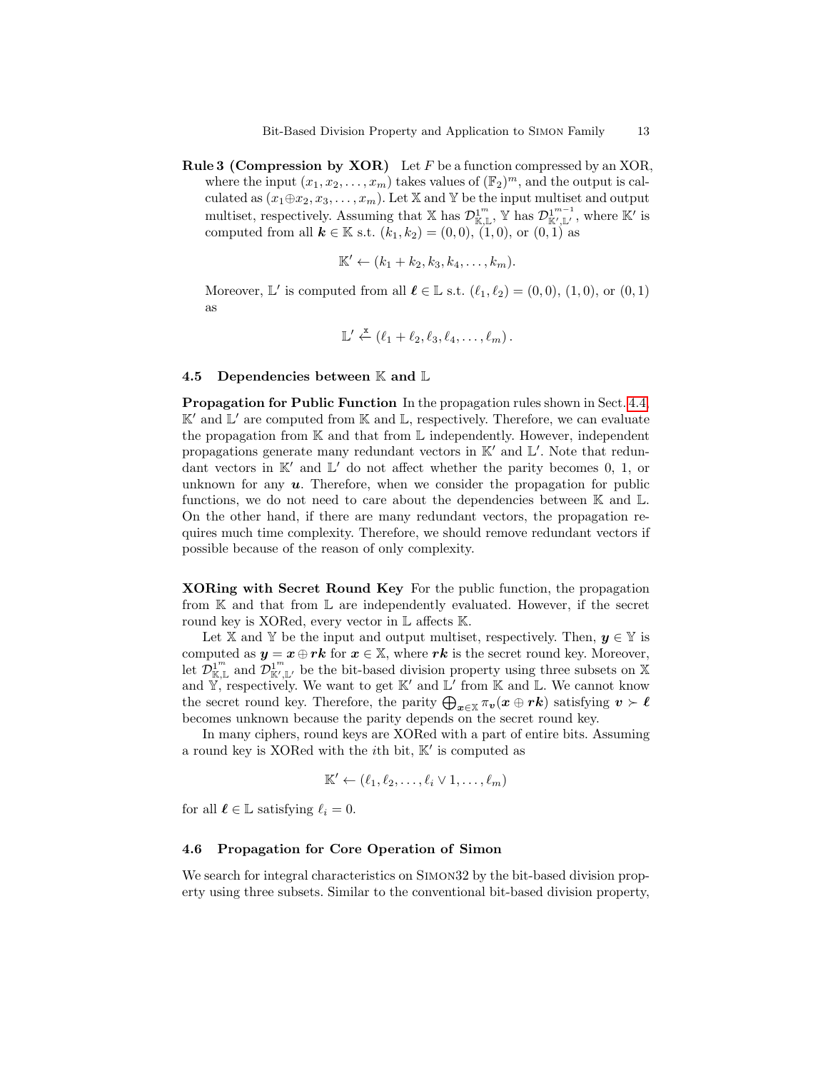**Rule 3 (Compression by XOR)** Let $F$ be a function compressed by an XOR, where the input $(x_1, x_2, \ldots, x_m)$ takes values of $(\mathbb{F}_2)^m$, and the output is calculated as $(x_1 \oplus x_2, x_3, \ldots, x_m)$. Let $\mathbb{X}$ and $\mathbb{Y}$ be the input multiset and output multiset, respectively. Assuming that $\mathbb{X}$ has $\mathcal{D}^{1^m}_{\mathbb{K},\mathbb{L}}$, $\mathbb{Y}$ has $\mathcal{D}^{1^{m-1}}_{\mathbb{K}',\mathbb{L}'}$, where $\mathbb{K}'$ is computed from all $\boldsymbol{k} \in \mathbb{K}$ s.t. $(k_1, k_2) = (0,0)$, $(1,0)$, or $(0,1)$ as

$$\mathbb{K}' \leftarrow (k_1 + k_2, k_3, k_4, \ldots, k_m).$$

Moreover, $\mathbb{L}'$ is computed from all $\boldsymbol{\ell} \in \mathbb{L}$ s.t. $(\ell_1, \ell_2) = (0,0)$, $(1,0)$, or $(0,1)$ as

$$\mathbb{L}' \xleftarrow{\mathtt{x}} (\ell_1 + \ell_2, \ell_3, \ell_4, \ldots, \ell_m).$$

### 4.5 Dependencies between $\mathbb{K}$ and $\mathbb{L}$

**Propagation for Public Function** In the propagation rules shown in Sect. 4.4, $\mathbb{K}'$ and $\mathbb{L}'$ are computed from $\mathbb{K}$ and $\mathbb{L}$, respectively. Therefore, we can evaluate the propagation from $\mathbb{K}$ and that from $\mathbb{L}$ independently. However, independent propagations generate many redundant vectors in $\mathbb{K}'$ and $\mathbb{L}'$. Note that redundant vectors in $\mathbb{K}'$ and $\mathbb{L}'$ do not affect whether the parity becomes 0, 1, or unknown for any $\boldsymbol{u}$. Therefore, when we consider the propagation for public functions, we do not need to care about the dependencies between $\mathbb{K}$ and $\mathbb{L}$. On the other hand, if there are many redundant vectors, the propagation requires much time complexity. Therefore, we should remove redundant vectors if possible because of the reason of only complexity.

**XORing with Secret Round Key** For the public function, the propagation from $\mathbb{K}$ and that from $\mathbb{L}$ are independently evaluated. However, if the secret round key is XORed, every vector in $\mathbb{L}$ affects $\mathbb{K}$.

Let $\mathbb{X}$ and $\mathbb{Y}$ be the input and output multiset, respectively. Then, $\boldsymbol{y} \in \mathbb{Y}$ is computed as $\boldsymbol{y} = \boldsymbol{x} \oplus \boldsymbol{rk}$ for $\boldsymbol{x} \in \mathbb{X}$, where $\boldsymbol{rk}$ is the secret round key. Moreover, let $\mathcal{D}^{1^m}_{\mathbb{K},\mathbb{L}}$ and $\mathcal{D}^{1^m}_{\mathbb{K}',\mathbb{L}'}$ be the bit-based division property using three subsets on $\mathbb{X}$ and $\mathbb{Y}$, respectively. We want to get $\mathbb{K}'$ and $\mathbb{L}'$ from $\mathbb{K}$ and $\mathbb{L}$. We cannot know the secret round key. Therefore, the parity $\bigoplus_{\boldsymbol{x} \in \mathbb{X}} \pi_{\boldsymbol{v}}(\boldsymbol{x} \oplus \boldsymbol{rk})$ satisfying $\boldsymbol{v} \succ \boldsymbol{\ell}$ becomes unknown because the parity depends on the secret round key.

In many ciphers, round keys are XORed with a part of entire bits. Assuming a round key is XORed with the $i$th bit, $\mathbb{K}'$ is computed as

$$\mathbb{K}' \leftarrow (\ell_1, \ell_2, \ldots, \ell_i \vee 1, \ldots, \ell_m)$$

for all $\boldsymbol{\ell} \in \mathbb{L}$ satisfying $\ell_i = 0$.

### 4.6 Propagation for Core Operation of Simon

We search for integral characteristics on Simon32 by the bit-based division property using three subsets. Similar to the conventional bit-based division property,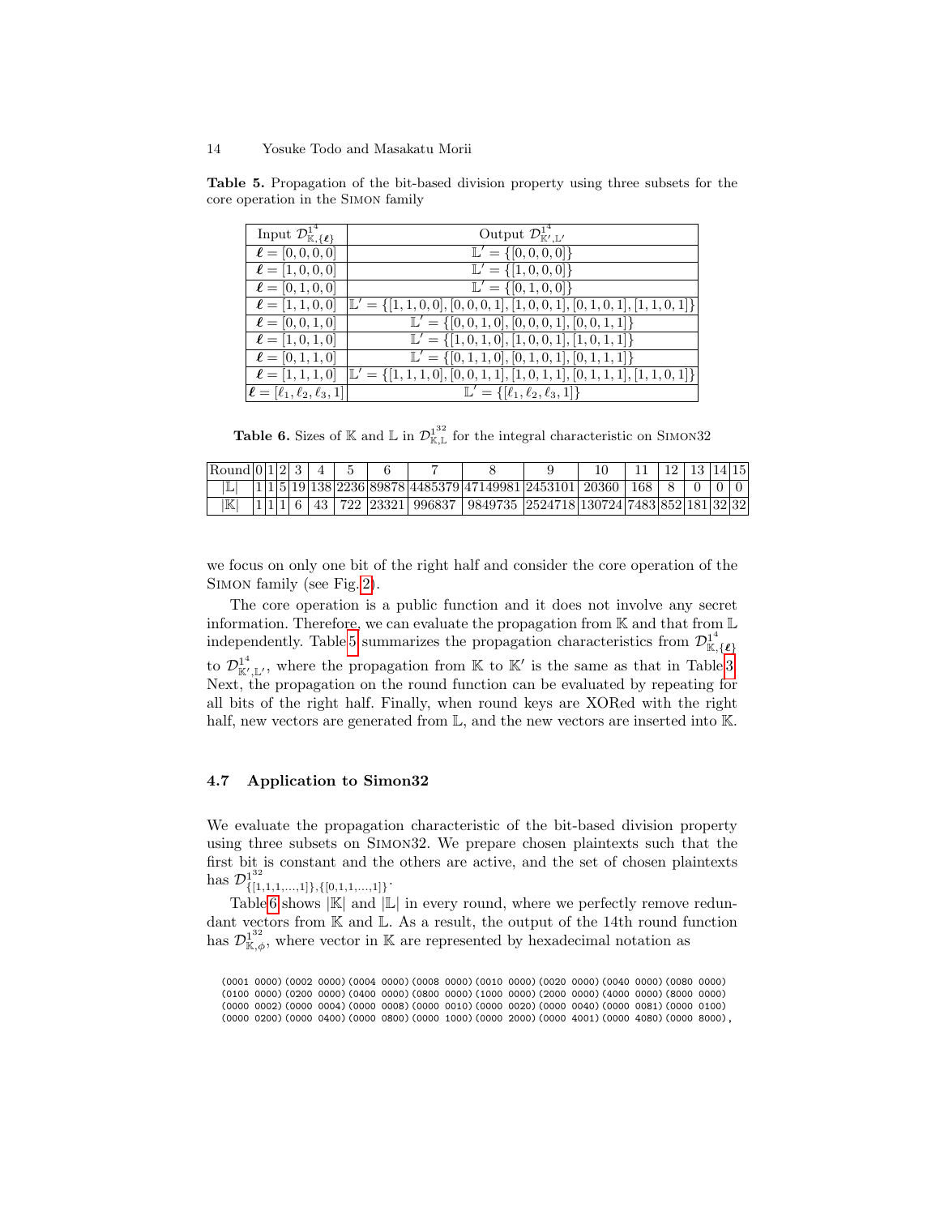**Table 5.** Propagation of the bit-based division property using three subsets for the core operation in the Simon family

| Input $\mathcal{D}^{1^4}_{\mathbb{K},\{\boldsymbol{\ell}\}}$ | Output $\mathcal{D}^{1^4}_{\mathbb{K}',\mathbb{L}'}$ |
|---|---|
| $\boldsymbol{\ell} = [0,0,0,0]$ | $\mathbb{L}' = \{[0,0,0,0]\}$ |
| $\boldsymbol{\ell} = [1,0,0,0]$ | $\mathbb{L}' = \{[1,0,0,0]\}$ |
| $\boldsymbol{\ell} = [0,1,0,0]$ | $\mathbb{L}' = \{[0,1,0,0]\}$ |
| $\boldsymbol{\ell} = [1,1,0,0]$ | $\mathbb{L}' = \{[1,1,0,0],[0,0,0,1],[1,0,0,1],[0,1,0,1],[1,1,0,1]\}$ |
| $\boldsymbol{\ell} = [0,0,1,0]$ | $\mathbb{L}' = \{[0,0,1,0],[0,0,0,1],[0,0,1,1]\}$ |
| $\boldsymbol{\ell} = [1,0,1,0]$ | $\mathbb{L}' = \{[1,0,1,0],[1,0,0,1],[1,0,1,1]\}$ |
| $\boldsymbol{\ell} = [0,1,1,0]$ | $\mathbb{L}' = \{[0,1,1,0],[0,1,0,1],[0,1,1,1]\}$ |
| $\boldsymbol{\ell} = [1,1,1,0]$ | $\mathbb{L}' = \{[1,1,1,0],[0,0,1,1],[1,0,1,1],[0,1,1,1],[1,1,0,1]\}$ |
| $\boldsymbol{\ell} = [\ell_1,\ell_2,\ell_3,1]$ | $\mathbb{L}' = \{[\ell_1,\ell_2,\ell_3,1]\}$ |

**Table 6.** Sizes of $\mathbb{K}$ and $\mathbb{L}$ in $\mathcal{D}^{1^{32}}_{\mathbb{K},\mathbb{L}}$ for the integral characteristic on Simon32

| Round | 0 | 1 | 2 | 3 | 4 | 5 | 6 | 7 | 8 | 9 | 10 | 11 | 12 | 13 | 14 | 15 |
|---|---|---|---|---|---|---|---|---|---|---|---|---|---|---|---|---|
| $\lvert\mathbb{L}\rvert$ | 1 | 1 | 5 | 19 | 138 | 2236 | 89878 | 4485379 | 47149981 | 2453101 | 20360 | 168 | 8 | 0 | 0 | 0 |
| $\lvert\mathbb{K}\rvert$ | 1 | 1 | 1 | 6 | 43 | 722 | 23321 | 996837 | 9849735 | 2524718 | 130724 | 7483 | 852 | 181 | 32 | 32 |

we focus on only one bit of the right half and consider the core operation of the Simon family (see Fig. 2).

The core operation is a public function and it does not involve any secret information. Therefore, we can evaluate the propagation from $\mathbb{K}$ and that from $\mathbb{L}$ independently. Table 5 summarizes the propagation characteristics from $\mathcal{D}^{1^4}_{\mathbb{K},\{\boldsymbol{\ell}\}}$ to $\mathcal{D}^{1^4}_{\mathbb{K}',\mathbb{L}'}$, where the propagation from $\mathbb{K}$ to $\mathbb{K}'$ is the same as that in Table 3. Next, the propagation on the round function can be evaluated by repeating for all bits of the right half. Finally, when round keys are XORed with the right half, new vectors are generated from $\mathbb{L}$, and the new vectors are inserted into $\mathbb{K}$.

### 4.7 Application to Simon32

We evaluate the propagation characteristic of the bit-based division property using three subsets on Simon32. We prepare chosen plaintexts such that the first bit is constant and the others are active, and the set of chosen plaintexts has $\mathcal{D}^{1^{32}}_{\{[1,1,1,\ldots,1]\},\{[0,1,1,\ldots,1]\}}$.

Table 6 shows $|\mathbb{K}|$ and $|\mathbb{L}|$ in every round, where we perfectly remove redundant vectors from $\mathbb{K}$ and $\mathbb{L}$. As a result, the output of the 14th round function has $\mathcal{D}^{1^{32}}_{\mathbb{K},\phi}$, where vector in $\mathbb{K}$ are represented by hexadecimal notation as

```
(0001 0000)(0002 0000)(0004 0000)(0008 0000)(0010 0000)(0020 0000)(0040 0000)(0080 0000)
(0100 0000)(0200 0000)(0400 0000)(0800 0000)(1000 0000)(2000 0000)(4000 0000)(8000 0000)
(0000 0002)(0000 0004)(0000 0008)(0000 0010)(0000 0020)(0000 0040)(0000 0081)(0000 0100)
(0000 0200)(0000 0400)(0000 0800)(0000 1000)(0000 2000)(0000 4001)(0000 4080)(0000 8000),
```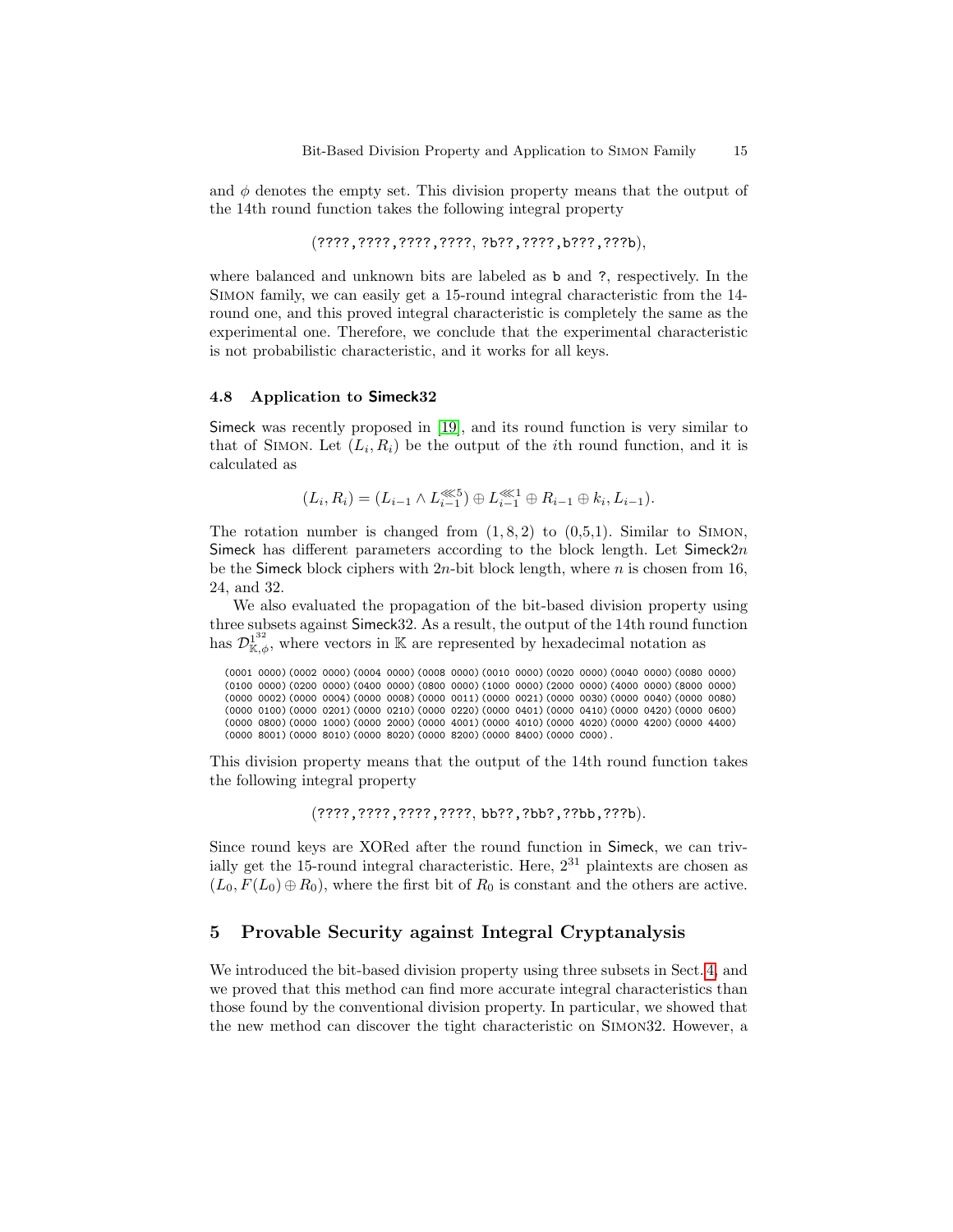and $\phi$ denotes the empty set. This division property means that the output of the 14th round function takes the following integral property

$$(\texttt{????,????,????,????, ?b??,????,b???,???b}),$$

where balanced and unknown bits are labeled as b and ?, respectively. In the Simon family, we can easily get a 15-round integral characteristic from the 14-round one, and this proved integral characteristic is completely the same as the experimental one. Therefore, we conclude that the experimental characteristic is not probabilistic characteristic, and it works for all keys.

### 4.8 Application to Simeck32

Simeck was recently proposed in [19], and its round function is very similar to that of Simon. Let $(L_i, R_i)$ be the output of the $i$th round function, and it is calculated as

$$(L_i, R_i) = (L_{i-1} \wedge L_{i-1}^{\lll 5}) \oplus L_{i-1}^{\lll 1} \oplus R_{i-1} \oplus k_i, L_{i-1}).$$

The rotation number is changed from $(1, 8, 2)$ to (0,5,1). Similar to Simon, Simeck has different parameters according to the block length. Let Simeck$2n$ be the Simeck block ciphers with $2n$-bit block length, where $n$ is chosen from 16, 24, and 32.

We also evaluated the propagation of the bit-based division property using three subsets against Simeck32. As a result, the output of the 14th round function has $\mathcal{D}^{1^{32}}_{\mathbb{K},\phi}$, where vectors in $\mathbb{K}$ are represented by hexadecimal notation as

```
(0001 0000)(0002 0000)(0004 0000)(0008 0000)(0010 0000)(0020 0000)(0040 0000)(0080 0000)
(0100 0000)(0200 0000)(0400 0000)(0800 0000)(1000 0000)(2000 0000)(4000 0000)(8000 0000)
(0000 0002)(0000 0004)(0000 0008)(0000 0011)(0000 0021)(0000 0030)(0000 0040)(0000 0080)
(0000 0100)(0000 0201)(0000 0210)(0000 0220)(0000 0401)(0000 0410)(0000 0420)(0000 0600)
(0000 0800)(0000 1000)(0000 2000)(0000 4001)(0000 4010)(0000 4020)(0000 4200)(0000 4400)
(0000 8001)(0000 8010)(0000 8020)(0000 8200)(0000 8400)(0000 C000).
```

This division property means that the output of the 14th round function takes the following integral property

$$(\texttt{????,????,????,????, bb??,?bb?,??bb,???b}).$$

Since round keys are XORed after the round function in Simeck, we can trivially get the 15-round integral characteristic. Here, $2^{31}$ plaintexts are chosen as $(L_0, F(L_0) \oplus R_0)$, where the first bit of $R_0$ is constant and the others are active.

## 5 Provable Security against Integral Cryptanalysis

We introduced the bit-based division property using three subsets in Sect. 4, and we proved that this method can find more accurate integral characteristics than those found by the conventional division property. In particular, we showed that the new method can discover the tight characteristic on Simon32. However, a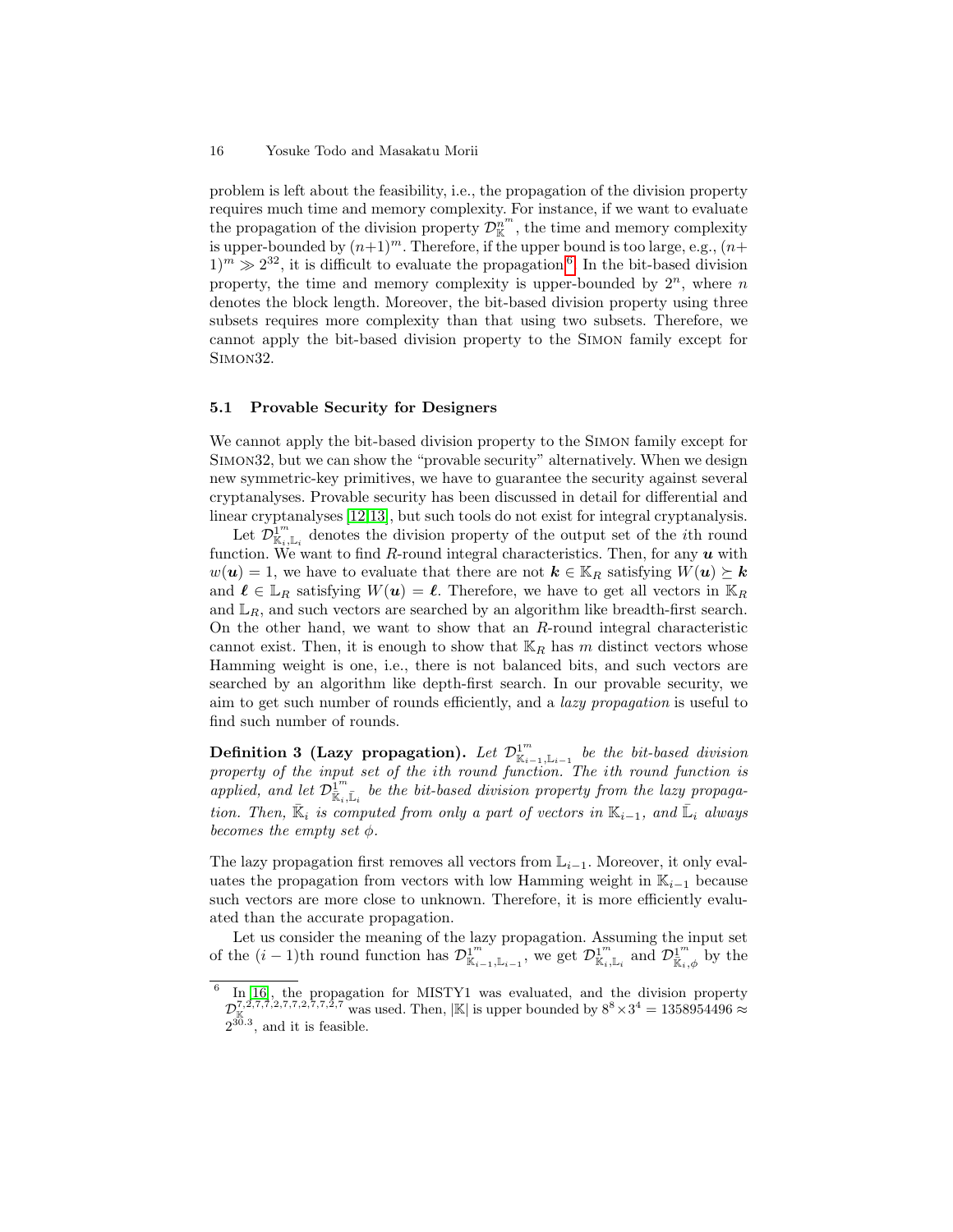problem is left about the feasibility, i.e., the propagation of the division property requires much time and memory complexity. For instance, if we want to evaluate the propagation of the division property $\mathcal{D}_{\mathbb{K}}^{n^m}$, the time and memory complexity is upper-bounded by $(n+1)^m$. Therefore, if the upper bound is too large, e.g., $(n+1)^m \gg 2^{32}$, it is difficult to evaluate the propagation[6]. In the bit-based division property, the time and memory complexity is upper-bounded by $2^n$, where $n$ denotes the block length. Moreover, the bit-based division property using three subsets requires more complexity than that using two subsets. Therefore, we cannot apply the bit-based division property to the Simon family except for Simon32.

### 5.1 Provable Security for Designers

We cannot apply the bit-based division property to the Simon family except for Simon32, but we can show the "provable security" alternatively. When we design new symmetric-key primitives, we have to guarantee the security against several cryptanalyses. Provable security has been discussed in detail for differential and linear cryptanalyses [12,13], but such tools do not exist for integral cryptanalysis.

Let $\mathcal{D}_{\mathbb{K}_i,\mathbb{L}_i}^{1^m}$ denotes the division property of the output set of the $i$th round function. We want to find $R$-round integral characteristics. Then, for any $\boldsymbol{u}$ with $w(\boldsymbol{u}) = 1$, we have to evaluate that there are not $\boldsymbol{k} \in \mathbb{K}_R$ satisfying $W(\boldsymbol{u}) \succeq \boldsymbol{k}$ and $\boldsymbol{\ell} \in \mathbb{L}_R$ satisfying $W(\boldsymbol{u}) = \boldsymbol{\ell}$. Therefore, we have to get all vectors in $\mathbb{K}_R$ and $\mathbb{L}_R$, and such vectors are searched by an algorithm like breadth-first search. On the other hand, we want to show that an $R$-round integral characteristic cannot exist. Then, it is enough to show that $\mathbb{K}_R$ has $m$ distinct vectors whose Hamming weight is one, i.e., there is not balanced bits, and such vectors are searched by an algorithm like depth-first search. In our provable security, we aim to get such number of rounds efficiently, and a *lazy propagation* is useful to find such number of rounds.

**Definition 3 (Lazy propagation).** *Let $\mathcal{D}_{\mathbb{K}_{i-1},\mathbb{L}_{i-1}}^{1^m}$ be the bit-based division property of the input set of the ith round function. The ith round function is applied, and let $\mathcal{D}_{\bar{\mathbb{K}}_i,\bar{\mathbb{L}}_i}^{1^m}$ be the bit-based division property from the lazy propagation. Then, $\bar{\mathbb{K}}_i$ is computed from only a part of vectors in $\mathbb{K}_{i-1}$, and $\bar{\mathbb{L}}_i$ always becomes the empty set $\phi$.*

The lazy propagation first removes all vectors from $\mathbb{L}_{i-1}$. Moreover, it only evaluates the propagation from vectors with low Hamming weight in $\mathbb{K}_{i-1}$ because such vectors are more close to unknown. Therefore, it is more efficiently evaluated than the accurate propagation.

Let us consider the meaning of the lazy propagation. Assuming the input set of the $(i-1)$th round function has $\mathcal{D}_{\mathbb{K}_{i-1},\mathbb{L}_{i-1}}^{1^m}$, we get $\mathcal{D}_{\mathbb{K}_i,\mathbb{L}_i}^{1^m}$ and $\mathcal{D}_{\mathbb{K}_i,\phi}^{1^m}$ by the

---

[6] In [16], the propagation for MISTY1 was evaluated, and the division property $\mathcal{D}_{\mathbb{K}}^{7,2,7,7,2,7,7,2,7,7,2,7}$ was used. Then, $|\mathbb{K}|$ is upper bounded by $8^8 \times 3^4 = 1358954496 \approx 2^{30.3}$, and it is feasible.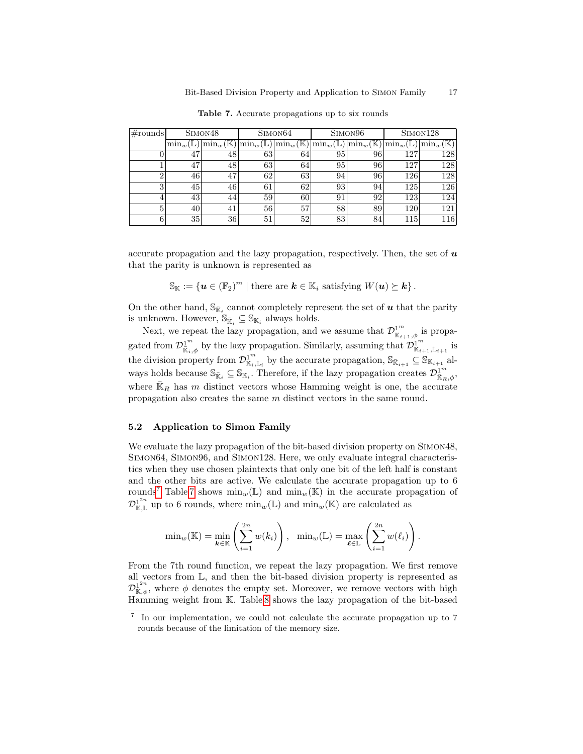**Table 7.** Accurate propagations up to six rounds

| #rounds | Simon48 | | Simon64 | | Simon96 | | Simon128 | |
|---|---|---|---|---|---|---|---|---|
| | $\min_w(\mathbb{L})$ | $\min_w(\mathbb{K})$ | $\min_w(\mathbb{L})$ | $\min_w(\mathbb{K})$ | $\min_w(\mathbb{L})$ | $\min_w(\mathbb{K})$ | $\min_w(\mathbb{L})$ | $\min_w(\mathbb{K})$ |
| 0 | 47 | 48 | 63 | 64 | 95 | 96 | 127 | 128 |
| 1 | 47 | 48 | 63 | 64 | 95 | 96 | 127 | 128 |
| 2 | 46 | 47 | 62 | 63 | 94 | 96 | 126 | 128 |
| 3 | 45 | 46 | 61 | 62 | 93 | 94 | 125 | 126 |
| 4 | 43 | 44 | 59 | 60 | 91 | 92 | 123 | 124 |
| 5 | 40 | 41 | 56 | 57 | 88 | 89 | 120 | 121 |
| 6 | 35 | 36 | 51 | 52 | 83 | 84 | 115 | 116 |

accurate propagation and the lazy propagation, respectively. Then, the set of $\boldsymbol{u}$ that the parity is unknown is represented as

$$\mathbb{S}_{\mathbb{K}} := \{\boldsymbol{u} \in (\mathbb{F}_2)^m \mid \text{there are } \boldsymbol{k} \in \mathbb{K}_i \text{ satisfying } W(\boldsymbol{u}) \succeq \boldsymbol{k}\}.$$

On the other hand, $\mathbb{S}_{\bar{\mathbb{K}}_i}$ cannot completely represent the set of $\boldsymbol{u}$ that the parity is unknown. However, $\mathbb{S}_{\bar{\mathbb{K}}_i} \subseteq \mathbb{S}_{\mathbb{K}_i}$ always holds.

Next, we repeat the lazy propagation, and we assume that $\mathcal{D}^{1^m}_{\bar{\mathbb{K}}_{i+1},\phi}$ is propagated from $\mathcal{D}^{1^m}_{\bar{\mathbb{K}}_i,\phi}$ by the lazy propagation. Similarly, assuming that $\mathcal{D}^{1^m}_{\mathbb{K}_{i+1},\mathbb{L}_{i+1}}$ is the division property from $\mathcal{D}^{1^m}_{\mathbb{K}_i,\mathbb{L}_i}$ by the accurate propagation, $\mathbb{S}_{\bar{\mathbb{K}}_{i+1}} \subseteq \mathbb{S}_{\mathbb{K}_{i+1}}$ always holds because $\mathbb{S}_{\bar{\mathbb{K}}_i} \subseteq \mathbb{S}_{\mathbb{K}_i}$. Therefore, if the lazy propagation creates $\mathcal{D}^{1^m}_{\bar{\mathbb{K}}_R,\phi}$, where $\bar{\mathbb{K}}_R$ has $m$ distinct vectors whose Hamming weight is one, the accurate propagation also creates the same $m$ distinct vectors in the same round.

### 5.2 Application to Simon Family

We evaluate the lazy propagation of the bit-based division property on Simon48, Simon64, Simon96, and Simon128. Here, we only evaluate integral characteristics when they use chosen plaintexts that only one bit of the left half is constant and the other bits are active. We calculate the accurate propagation up to 6 rounds[7] Table 7 shows $\min_w(\mathbb{L})$ and $\min_w(\mathbb{K})$ in the accurate propagation of $\mathcal{D}^{1^{2n}}_{\mathbb{K},\mathbb{L}}$ up to 6 rounds, where $\min_w(\mathbb{L})$ and $\min_w(\mathbb{K})$ are calculated as

$$\min_w(\mathbb{K}) = \min_{\boldsymbol{k} \in \mathbb{K}} \left( \sum_{i=1}^{2n} w(k_i) \right), \quad \min_w(\mathbb{L}) = \max_{\boldsymbol{\ell} \in \mathbb{L}} \left( \sum_{i=1}^{2n} w(\ell_i) \right).$$

From the 7th round function, we repeat the lazy propagation. We first remove all vectors from $\mathbb{L}$, and then the bit-based division property is represented as $\mathcal{D}^{1^{2n}}_{\mathbb{K},\phi}$, where $\phi$ denotes the empty set. Moreover, we remove vectors with high Hamming weight from $\mathbb{K}$. Table 8 shows the lazy propagation of the bit-based

[7] In our implementation, we could not calculate the accurate propagation up to 7 rounds because of the limitation of the memory size.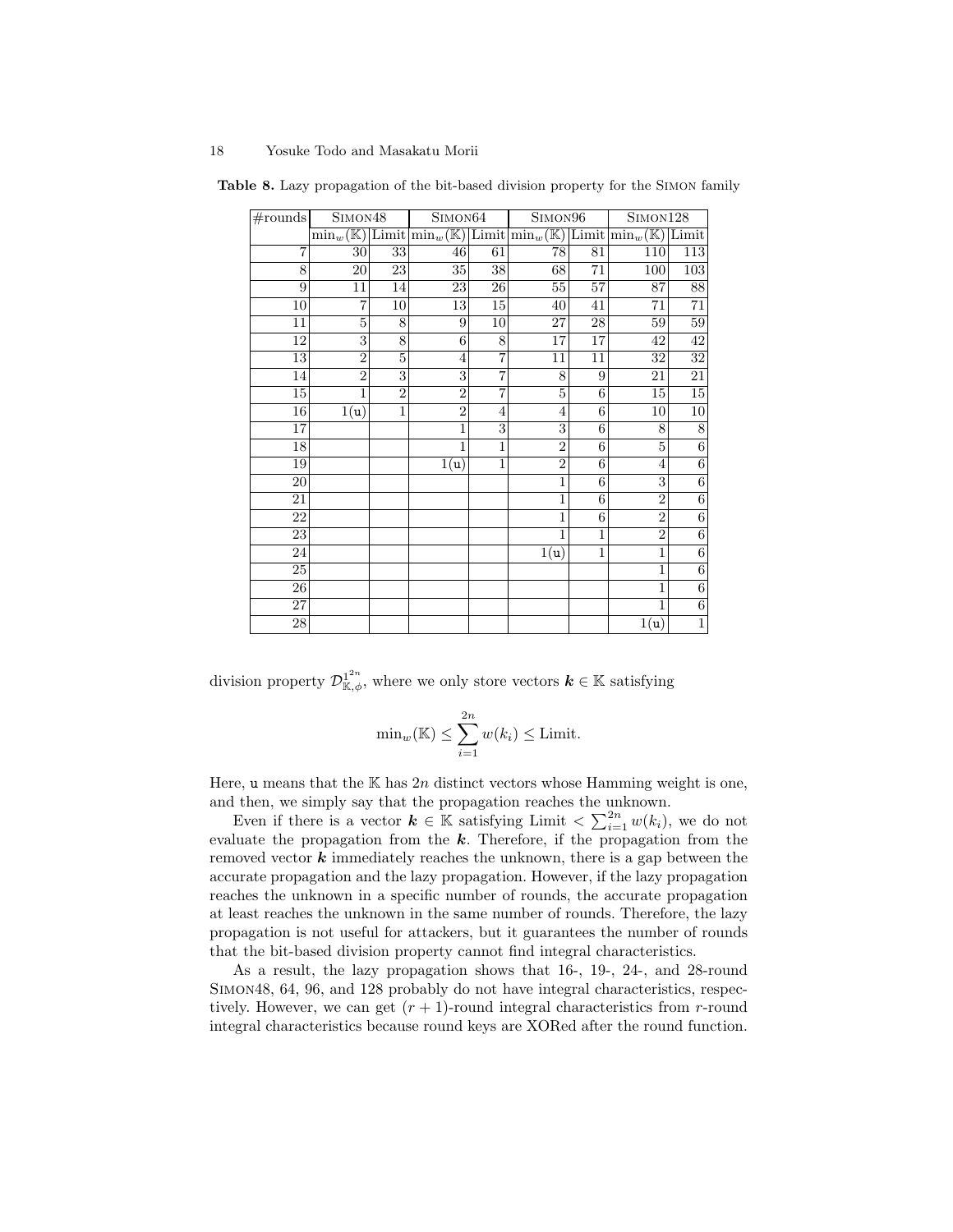**Table 8.** Lazy propagation of the bit-based division property for the SIMON family

| #rounds | SIMON48 | | SIMON64 | | SIMON96 | | SIMON128 | |
|---|---|---|---|---|---|---|---|---|
| | $\min_w(\mathbb{K})$ | Limit | $\min_w(\mathbb{K})$ | Limit | $\min_w(\mathbb{K})$ | Limit | $\min_w(\mathbb{K})$ | Limit |
| 7 | 30 | 33 | 46 | 61 | 78 | 81 | 110 | 113 |
| 8 | 20 | 23 | 35 | 38 | 68 | 71 | 100 | 103 |
| 9 | 11 | 14 | 23 | 26 | 55 | 57 | 87 | 88 |
| 10 | 7 | 10 | 13 | 15 | 40 | 41 | 71 | 71 |
| 11 | 5 | 8 | 9 | 10 | 27 | 28 | 59 | 59 |
| 12 | 3 | 8 | 6 | 8 | 17 | 17 | 42 | 42 |
| 13 | 2 | 5 | 4 | 7 | 11 | 11 | 32 | 32 |
| 14 | 2 | 3 | 3 | 7 | 8 | 9 | 21 | 21 |
| 15 | 1 | 2 | 2 | 7 | 5 | 6 | 15 | 15 |
| 16 | 1(u) | 1 | 2 | 4 | 4 | 6 | 10 | 10 |
| 17 | | | 1 | 3 | 3 | 6 | 8 | 8 |
| 18 | | | 1 | 1 | 2 | 6 | 5 | 6 |
| 19 | | | 1(u) | 1 | 2 | 6 | 4 | 6 |
| 20 | | | | | 1 | 6 | 3 | 6 |
| 21 | | | | | 1 | 6 | 2 | 6 |
| 22 | | | | | 1 | 6 | 2 | 6 |
| 23 | | | | | 1 | 1 | 2 | 6 |
| 24 | | | | | 1(u) | 1 | 1 | 6 |
| 25 | | | | | | | 1 | 6 |
| 26 | | | | | | | 1 | 6 |
| 27 | | | | | | | 1 | 6 |
| 28 | | | | | | | 1(u) | 1 |

division property $\mathcal{D}^{1^{2n}}_{\mathbb{K},\phi}$, where we only store vectors $\boldsymbol{k} \in \mathbb{K}$ satisfying

$$\min_w(\mathbb{K}) \leq \sum_{i=1}^{2n} w(k_i) \leq \text{Limit}.$$

Here, u means that the $\mathbb{K}$ has $2n$ distinct vectors whose Hamming weight is one, and then, we simply say that the propagation reaches the unknown.

Even if there is a vector $\boldsymbol{k} \in \mathbb{K}$ satisfying Limit $< \sum_{i=1}^{2n} w(k_i)$, we do not evaluate the propagation from the $\boldsymbol{k}$. Therefore, if the propagation from the removed vector $\boldsymbol{k}$ immediately reaches the unknown, there is a gap between the accurate propagation and the lazy propagation. However, if the lazy propagation reaches the unknown in a specific number of rounds, the accurate propagation at least reaches the unknown in the same number of rounds. Therefore, the lazy propagation is not useful for attackers, but it guarantees the number of rounds that the bit-based division property cannot find integral characteristics.

As a result, the lazy propagation shows that 16-, 19-, 24-, and 28-round SIMON48, 64, 96, and 128 probably do not have integral characteristics, respectively. However, we can get $(r+1)$-round integral characteristics from $r$-round integral characteristics because round keys are XORed after the round function.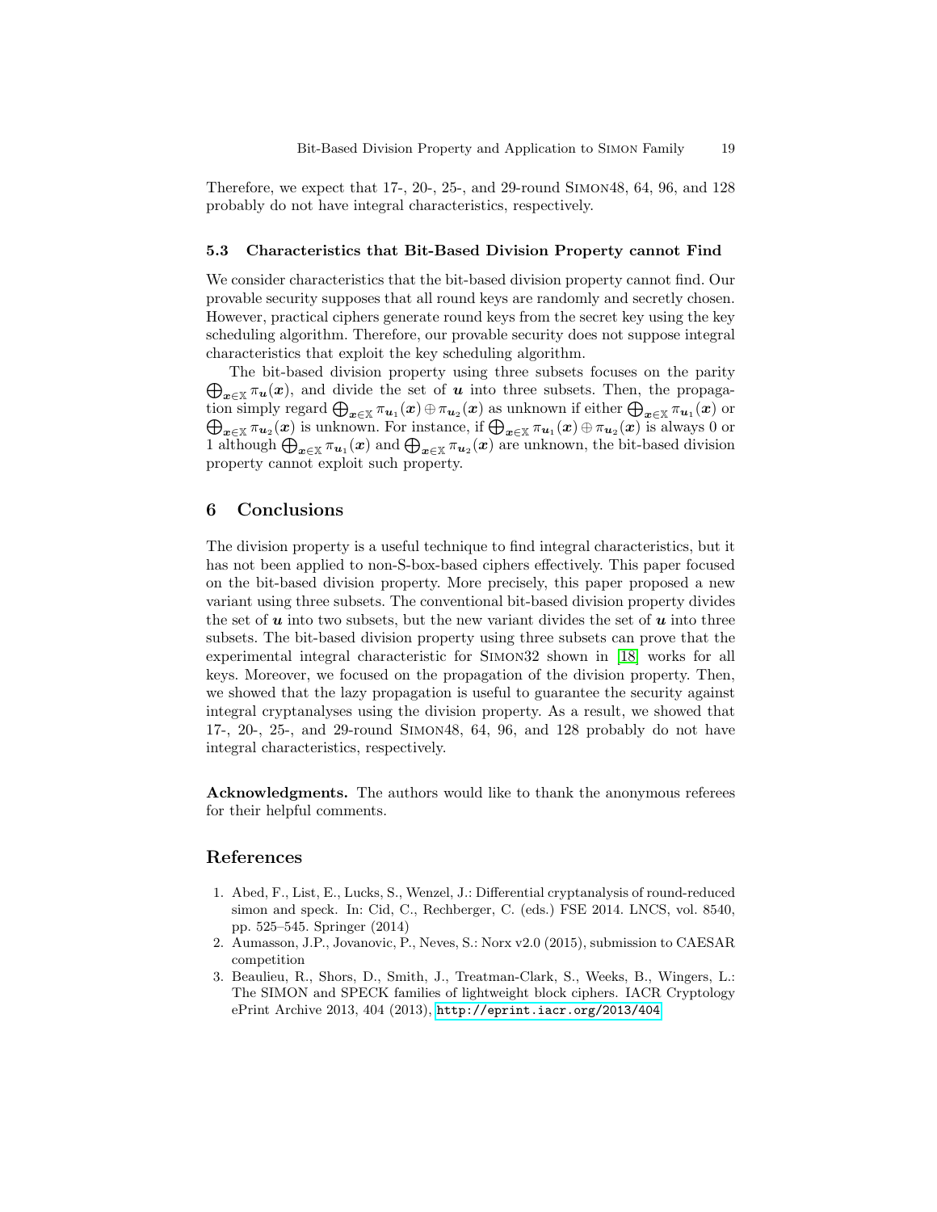Therefore, we expect that 17-, 20-, 25-, and 29-round Simon48, 64, 96, and 128 probably do not have integral characteristics, respectively.

### 5.3 Characteristics that Bit-Based Division Property cannot Find

We consider characteristics that the bit-based division property cannot find. Our provable security supposes that all round keys are randomly and secretly chosen. However, practical ciphers generate round keys from the secret key using the key scheduling algorithm. Therefore, our provable security does not suppose integral characteristics that exploit the key scheduling algorithm.

The bit-based division property using three subsets focuses on the parity $\bigoplus_{\boldsymbol{x} \in \mathbb{X}} \pi_{\boldsymbol{u}}(\boldsymbol{x})$, and divide the set of $\boldsymbol{u}$ into three subsets. Then, the propagation simply regard $\bigoplus_{\boldsymbol{x} \in \mathbb{X}} \pi_{\boldsymbol{u}_1}(\boldsymbol{x}) \oplus \pi_{\boldsymbol{u}_2}(\boldsymbol{x})$ as unknown if either $\bigoplus_{\boldsymbol{x} \in \mathbb{X}} \pi_{\boldsymbol{u}_1}(\boldsymbol{x})$ or $\bigoplus_{\boldsymbol{x} \in \mathbb{X}} \pi_{\boldsymbol{u}_2}(\boldsymbol{x})$ is unknown. For instance, if $\bigoplus_{\boldsymbol{x} \in \mathbb{X}} \pi_{\boldsymbol{u}_1}(\boldsymbol{x}) \oplus \pi_{\boldsymbol{u}_2}(\boldsymbol{x})$ is always 0 or 1 although $\bigoplus_{\boldsymbol{x} \in \mathbb{X}} \pi_{\boldsymbol{u}_1}(\boldsymbol{x})$ and $\bigoplus_{\boldsymbol{x} \in \mathbb{X}} \pi_{\boldsymbol{u}_2}(\boldsymbol{x})$ are unknown, the bit-based division property cannot exploit such property.

## 6 Conclusions

The division property is a useful technique to find integral characteristics, but it has not been applied to non-S-box-based ciphers effectively. This paper focused on the bit-based division property. More precisely, this paper proposed a new variant using three subsets. The conventional bit-based division property divides the set of $\boldsymbol{u}$ into two subsets, but the new variant divides the set of $\boldsymbol{u}$ into three subsets. The bit-based division property using three subsets can prove that the experimental integral characteristic for Simon32 shown in [18] works for all keys. Moreover, we focused on the propagation of the division property. Then, we showed that the lazy propagation is useful to guarantee the security against integral cryptanalyses using the division property. As a result, we showed that 17-, 20-, 25-, and 29-round Simon48, 64, 96, and 128 probably do not have integral characteristics, respectively.

**Acknowledgments.** The authors would like to thank the anonymous referees for their helpful comments.

## References

1. Abed, F., List, E., Lucks, S., Wenzel, J.: Differential cryptanalysis of round-reduced simon and speck. In: Cid, C., Rechberger, C. (eds.) FSE 2014. LNCS, vol. 8540, pp. 525–545. Springer (2014)
2. Aumasson, J.P., Jovanovic, P., Neves, S.: Norx v2.0 (2015), submission to CAESAR competition
3. Beaulieu, R., Shors, D., Smith, J., Treatman-Clark, S., Weeks, B., Wingers, L.: The SIMON and SPECK families of lightweight block ciphers. IACR Cryptology ePrint Archive 2013, 404 (2013), http://eprint.iacr.org/2013/404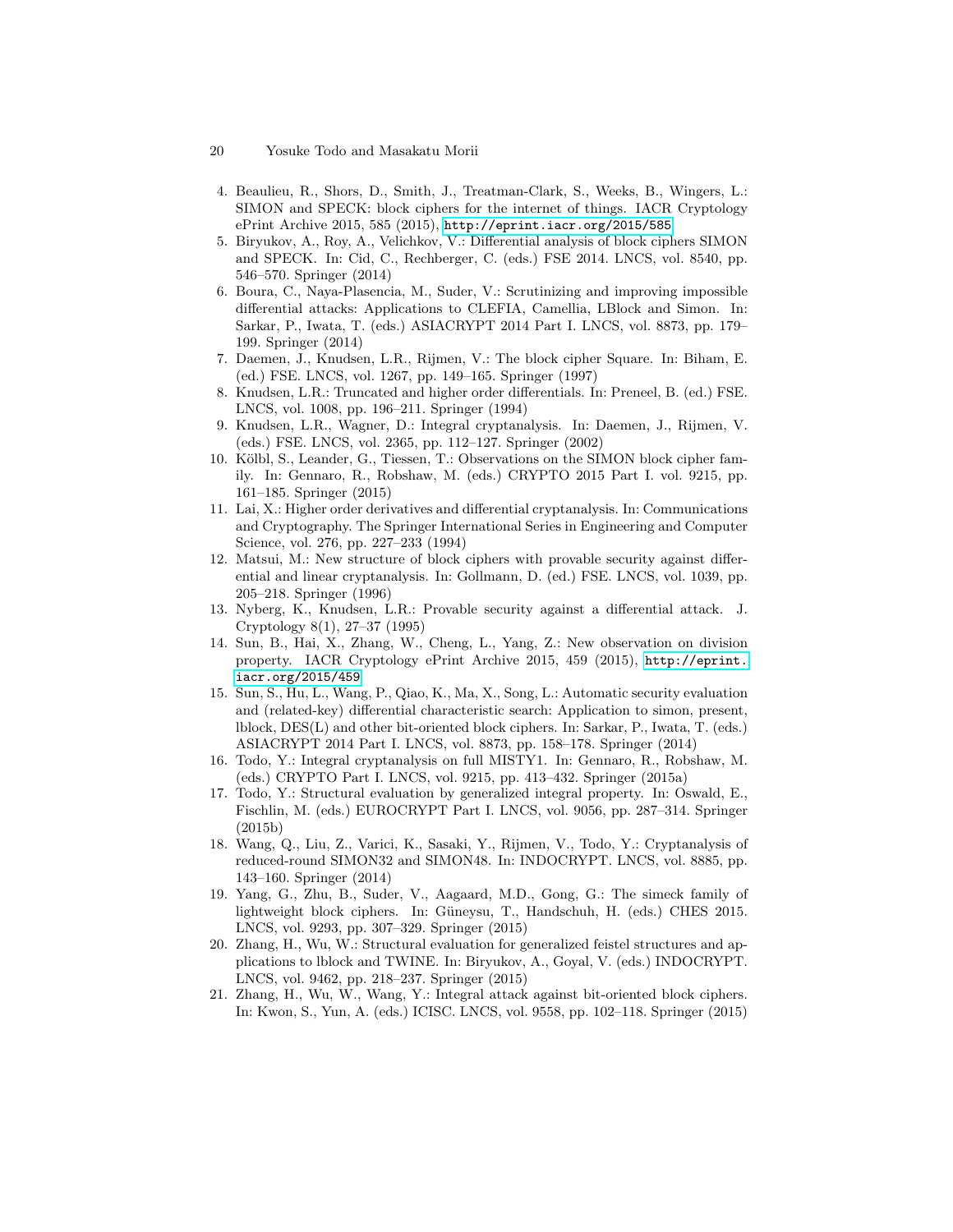4. Beaulieu, R., Shors, D., Smith, J., Treatman-Clark, S., Weeks, B., Wingers, L.: SIMON and SPECK: block ciphers for the internet of things. IACR Cryptology ePrint Archive 2015, 585 (2015), http://eprint.iacr.org/2015/585
5. Biryukov, A., Roy, A., Velichkov, V.: Differential analysis of block ciphers SIMON and SPECK. In: Cid, C., Rechberger, C. (eds.) FSE 2014. LNCS, vol. 8540, pp. 546–570. Springer (2014)
6. Boura, C., Naya-Plasencia, M., Suder, V.: Scrutinizing and improving impossible differential attacks: Applications to CLEFIA, Camellia, LBlock and Simon. In: Sarkar, P., Iwata, T. (eds.) ASIACRYPT 2014 Part I. LNCS, vol. 8873, pp. 179–199. Springer (2014)
7. Daemen, J., Knudsen, L.R., Rijmen, V.: The block cipher Square. In: Biham, E. (ed.) FSE. LNCS, vol. 1267, pp. 149–165. Springer (1997)
8. Knudsen, L.R.: Truncated and higher order differentials. In: Preneel, B. (ed.) FSE. LNCS, vol. 1008, pp. 196–211. Springer (1994)
9. Knudsen, L.R., Wagner, D.: Integral cryptanalysis. In: Daemen, J., Rijmen, V. (eds.) FSE. LNCS, vol. 2365, pp. 112–127. Springer (2002)
10. Kölbl, S., Leander, G., Tiessen, T.: Observations on the SIMON block cipher family. In: Gennaro, R., Robshaw, M. (eds.) CRYPTO 2015 Part I. vol. 9215, pp. 161–185. Springer (2015)
11. Lai, X.: Higher order derivatives and differential cryptanalysis. In: Communications and Cryptography. The Springer International Series in Engineering and Computer Science, vol. 276, pp. 227–233 (1994)
12. Matsui, M.: New structure of block ciphers with provable security against differential and linear cryptanalysis. In: Gollmann, D. (ed.) FSE. LNCS, vol. 1039, pp. 205–218. Springer (1996)
13. Nyberg, K., Knudsen, L.R.: Provable security against a differential attack. J. Cryptology 8(1), 27–37 (1995)
14. Sun, B., Hai, X., Zhang, W., Cheng, L., Yang, Z.: New observation on division property. IACR Cryptology ePrint Archive 2015, 459 (2015), http://eprint.iacr.org/2015/459
15. Sun, S., Hu, L., Wang, P., Qiao, K., Ma, X., Song, L.: Automatic security evaluation and (related-key) differential characteristic search: Application to simon, present, lblock, DES(L) and other bit-oriented block ciphers. In: Sarkar, P., Iwata, T. (eds.) ASIACRYPT 2014 Part I. LNCS, vol. 8873, pp. 158–178. Springer (2014)
16. Todo, Y.: Integral cryptanalysis on full MISTY1. In: Gennaro, R., Robshaw, M. (eds.) CRYPTO Part I. LNCS, vol. 9215, pp. 413–432. Springer (2015a)
17. Todo, Y.: Structural evaluation by generalized integral property. In: Oswald, E., Fischlin, M. (eds.) EUROCRYPT Part I. LNCS, vol. 9056, pp. 287–314. Springer (2015b)
18. Wang, Q., Liu, Z., Varici, K., Sasaki, Y., Rijmen, V., Todo, Y.: Cryptanalysis of reduced-round SIMON32 and SIMON48. In: INDOCRYPT. LNCS, vol. 8885, pp. 143–160. Springer (2014)
19. Yang, G., Zhu, B., Suder, V., Aagaard, M.D., Gong, G.: The simeck family of lightweight block ciphers. In: Güneysu, T., Handschuh, H. (eds.) CHES 2015. LNCS, vol. 9293, pp. 307–329. Springer (2015)
20. Zhang, H., Wu, W.: Structural evaluation for generalized feistel structures and applications to lblock and TWINE. In: Biryukov, A., Goyal, V. (eds.) INDOCRYPT. LNCS, vol. 9462, pp. 218–237. Springer (2015)
21. Zhang, H., Wu, W., Wang, Y.: Integral attack against bit-oriented block ciphers. In: Kwon, S., Yun, A. (eds.) ICISC. LNCS, vol. 9558, pp. 102–118. Springer (2015)